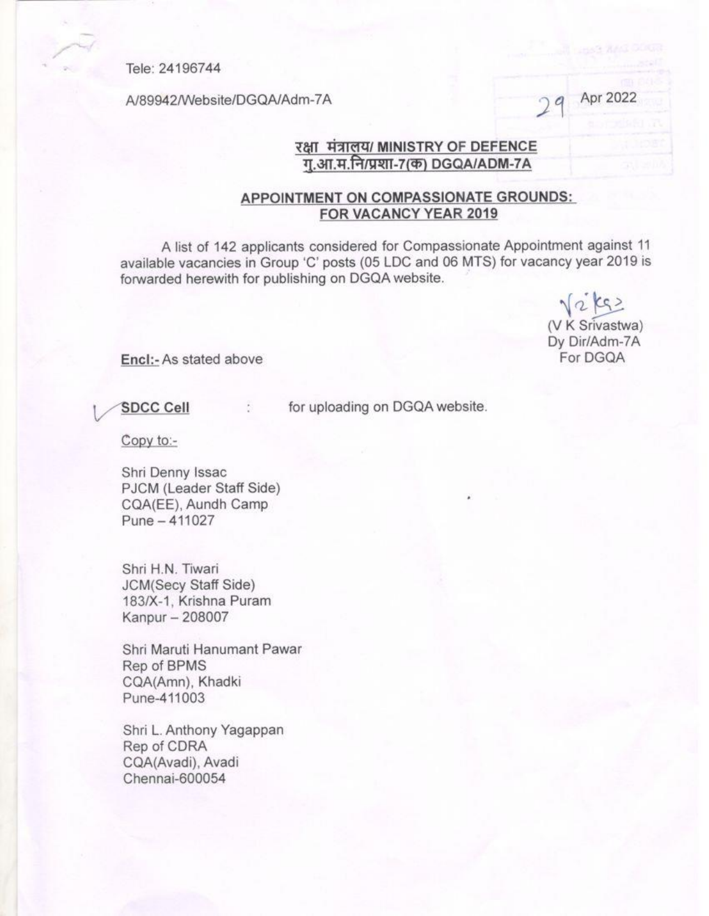Tele: 24196744

A/89942/Website/DGQA/Adm-7A

29 Apr 2022

## रक्षा मंत्रालय/ MINISTRY OF DEFENCE
## गु.आ.म.नि/प्रशा-7(क) DGQA/ADM-7A

### APPOINTMENT ON COMPASSIONATE GROUNDS: FOR VACANCY YEAR 2019

A list of 142 applicants considered for Compassionate Appointment against 11 available vacancies in Group 'C' posts (05 LDC and 06 MTS) for vacancy year 2019 is forwarded herewith for publishing on DGQA website.

(V K Srivastwa)
Dy Dir/Adm-7A
For DGQA

**Encl:-** As stated above

**SDCC Cell** : for uploading on DGQA website.

Copy to:-

Shri Denny Issac
PJCM (Leader Staff Side)
CQA(EE), Aundh Camp
Pune – 411027

Shri H.N. Tiwari
JCM(Secy Staff Side)
183/X-1, Krishna Puram
Kanpur – 208007

Shri Maruti Hanumant Pawar
Rep of BPMS
CQA(Amn), Khadki
Pune-411003

Shri L. Anthony Yagappan
Rep of CDRA
CQA(Avadi), Avadi
Chennai-600054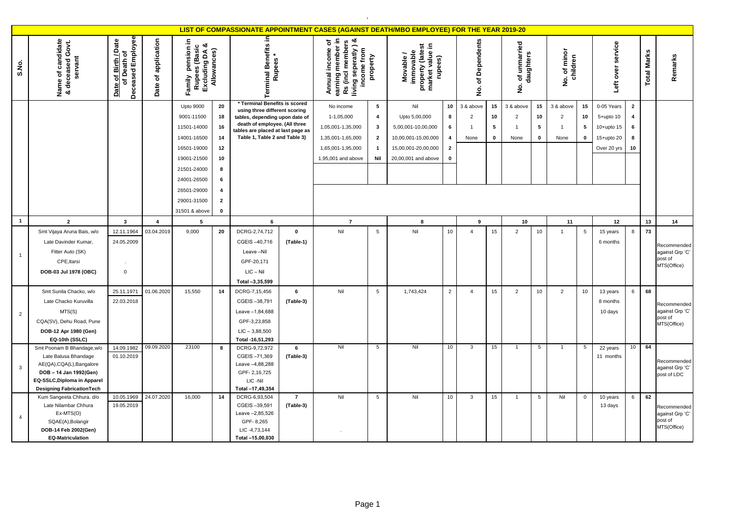# LIST OF COMPASSIONATE APPOINTMENT CASES (AGAINST DEATH/MBO EMPLOYEE) FOR THE YEAR 2019-20

| S.No. | Name of candidate & deceased Govt. servant | Date of Birth / Date of Death of Deceased Employee | Date of application | Family pension in Rupees (Basic Excluding DA & Allowances) | | Terminal Benefits in Rupees * | | Annual income of earning member in Rs (incl members living seperatly) & income from property | | Movable / immovable property (latest market value in rupees) | | No. of Dependents | | No. of unmarried daughters | | No. of minor children | | Left over service | | Total Marks | Remarks |
|---|---|---|---|---|---|---|---|---|---|---|---|---|---|---|---|---|---|---|---|---|---|
| | | | | Upto 9000 | 20 | * Terminal Benefits is scored using three different scoring tables, depending upon date of death of employee. (All three tables are placed at last page as Table 1, Table 2 and Table 3) | | No income | 5 | Nil | 10 | 3 & above | 15 | 3 & above | 15 | 3 & above | 15 | 0-05 Years | 2 | | |
| | | | | 9001-11500 | 18 | | | 1-1,05,000 | 4 | Upto 5,00,000 | 8 | 2 | 10 | 2 | 10 | 2 | 10 | 5+upto 10 | 4 | | |
| | | | | 11501-14000 | 16 | | | 1,05,001-1,35,000 | 3 | 5,00,001-10,00,000 | 6 | 1 | 5 | 1 | 5 | 1 | 5 | 10+upto 15 | 6 | | |
| | | | | 14001-16500 | 14 | | | 1,35,001-1,65,000 | 2 | 10,00,001-15,00,000 | 4 | None | 0 | None | 0 | None | 0 | 15+upto 20 | 8 | | |
| | | | | 16501-19000 | 12 | | | 1,65,001-1,95,000 | 1 | 15,00,001-20,00,000 | 2 | | | | | | | Over 20 yrs | 10 | | |
| | | | | 19001-21500 | 10 | | | 1,95,001 and above | Nil | 20,00,001 and above | 0 | | | | | | | | | | |
| | | | | 21501-24000 | 8 | | | | | | | | | | | | | | | | |
| | | | | 24001-26500 | 6 | | | | | | | | | | | | | | | | |
| | | | | 26501-29000 | 4 | | | | | | | | | | | | | | | | |
| | | | | 29001-31500 | 2 | | | | | | | | | | | | | | | | |
| | | | | 31501 & above | 0 | | | | | | | | | | | | | | | | |
| 1 | 2 | 3 | 4 | 5 | | 6 | | 7 | | 8 | | 9 | | 10 | | 11 | | 12 | | 13 | 14 |
| 1 | Smt Vijaya Aruna Bais, w/o Late Davinder Kumar, Fitter Auto (SK) CPE,Itarsi **DOB-03 Jul 1978 (OBC)** | 12.11.1964 24.05.2009 . 0 | 03.04.2019 | 9,000 | 20 | DCRG-2,74,712 CGEIS –40,716 Leave –Nil GPF-20,171 LIC – Nil Total –3,35,599 | 0 (Table-1) | Nil | 5 | Nil | 10 | 4 | 15 | 2 | 10 | 1 | 5 | 15 years 6 months | 8 | 73 | Recommended against Grp 'C' post of MTS(Office) |
| 2 | Smt Sunila Chacko, w/o Late Chacko Kuruvilla MTS(S) CQA(SV), Dehu Road, Pune **DOB-12 Apr 1980 (Gen) EQ-10th (SSLC)** | 25.11.1971 22.03.2018 | 01.06.2020 | 15,550 | 14 | DCRG-7,15,456 CGEIS –38,791 Leave –1,84,688 GPF-3,23,858 LIC – 3,88,500 Total -16,51,293 | 6 (Table-3) | Nil | 5 | 1,743,424 | 2 | 4 | 15 | 2 | 10 | 2 | 10 | 13 years 8 months 10 days | 6 | 68 | Recommended against Grp 'C' post of MTS(Office) |
| 3 | Smt Poonam B Bhandage,w/o Late Balusa Bhandage AE(QA),CQA(L),Bangalore **DOB – 14 Jan 1992(Gen) EQ-SSLC,Diploma in Apparel Designing FabricationTech** | 14.09.1982 01.10.2019 | 09.09.2020 | 23100 | 8 | DCRG-9,72,972 CGEIS –71,369 Leave –4,88,288 GPF- 2,16,725 LIC -Nil Total –17,49,354 | 6 (Table-3) | Nil | 5 | Nil | 10 | 3 | 15 | 1 | 5 | 1 | 5 | 22 years 11 months | 10 | 64 | Recommended against Grp 'C' post of LDC |
| 4 | Kum Sangeeta Chhura. d/o Late Nilambar Chhura Ex-MTS(O) SQAE(A),Bolangir **DOB-14 Feb 2002(Gen) EQ-Matriculation** | 10.05.1969 19.05.2019 | 24.07.2020 | 16,000 | 14 | DCRG-6,93,504 CGEIS –39,591 Leave –2,85,526 GPF- 8,265 LIC -4,73,144 Total –15,00,030 | 7 (Table-3) | Nil . | 5 | Nil | 10 | 3 | 15 | 1 | 5 | Nil | 0 | 10 years 13 days | 6 | 62 | Recommended against Grp 'C' post of MTS(Office) |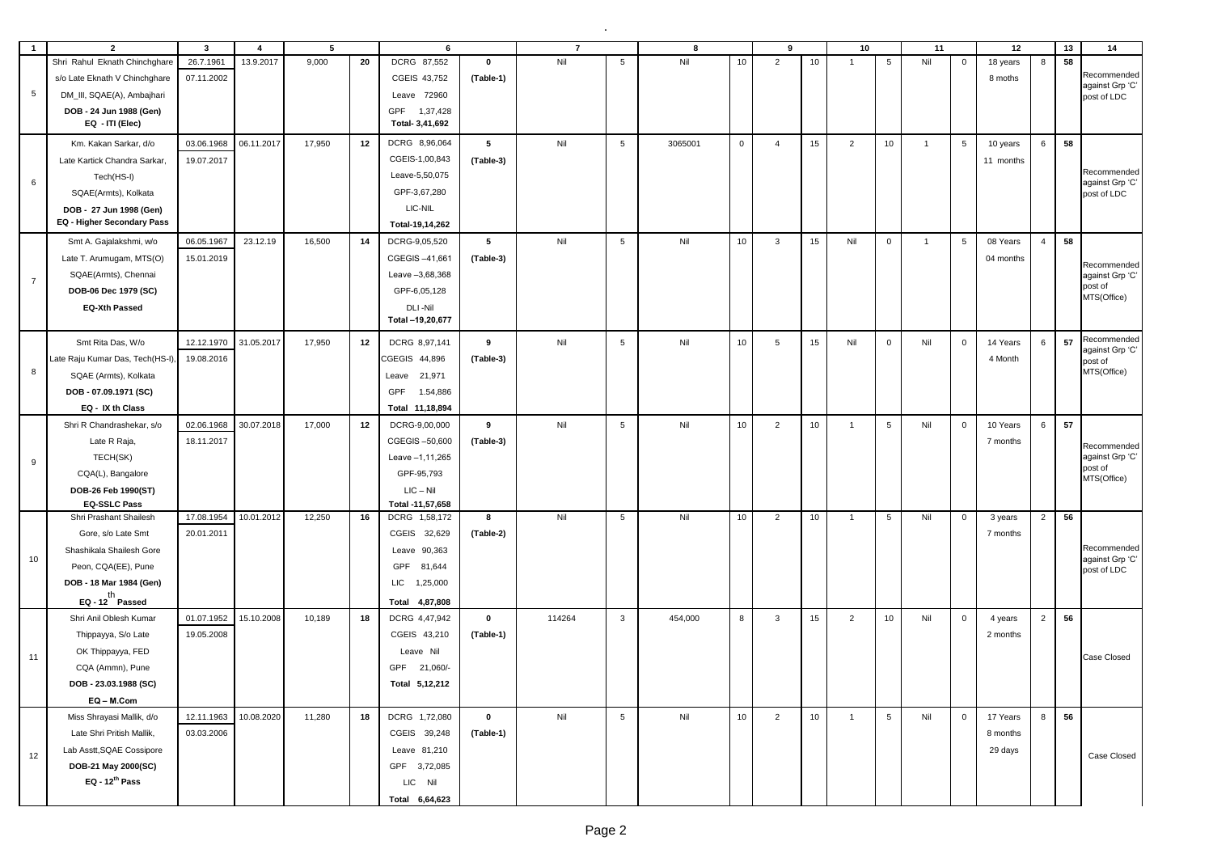| 1 | 2 | 3 | 4 | 5 | | 6 | | 7 | | 8 | | 9 | | 10 | | 11 | | 12 | | 13 | 14 |
|---|---|---|---|---|---|---|---|---|---|---|---|---|---|---|---|---|---|---|---|---|---|
| 5 | Shri Rahul Eknath Chinchghare s/o Late Eknath V Chinchghare DM_III, SQAE(A), Ambajhari **DOB - 24 Jun 1988 (Gen)** **EQ - ITI (Elec)** | 26.7.1961 07.11.2002 | 13.9.2017 | 9,000 | **20** | DCRG 87,552 CGEIS 43,752 Leave 72960 GPF 1,37,428 Total- 3,41,692 | **0** (Table-1) | Nil | 5 | Nil | 10 | 2 | 10 | 1 | 5 | Nil | 0 | 18 years 8 moths | 8 | **58** | Recommended against Grp 'C' post of LDC |
| 6 | Km. Kakan Sarkar, d/o Late Kartick Chandra Sarkar, Tech(HS-I) SQAE(Armts), Kolkata **DOB - 27 Jun 1998 (Gen)** **EQ - Higher Secondary Pass** | 03.06.1968 19.07.2017 | 06.11.2017 | 17,950 | **12** | DCRG 8,96,064 CGEIS-1,00,843 Leave-5,50,075 GPF-3,67,280 LIC-NIL Total-19,14,262 | **5** (Table-3) | Nil | 5 | 3065001 | 0 | 4 | 15 | 2 | 10 | 1 | 5 | 10 years 11 months | 6 | **58** | Recommended against Grp 'C' post of LDC |
| 7 | Smt A. Gajalakshmi, w/o Late T. Arumugam, MTS(O) SQAE(Armts), Chennai **DOB-06 Dec 1979 (SC)** **EQ-Xth Passed** | 06.05.1967 15.01.2019 | 23.12.19 | 16,500 | **14** | DCRG-9,05,520 CGEGIS –41,661 Leave –3,68,368 GPF-6,05,128 DLI -Nil Total –19,20,677 | **5** (Table-3) | Nil | 5 | Nil | 10 | 3 | 15 | Nil | 0 | 1 | 5 | 08 Years 04 months | 4 | **58** | Recommended against Grp 'C' post of MTS(Office) |
| 8 | Smt Rita Das, W/o Late Raju Kumar Das, Tech(HS-I), SQAE (Armts), Kolkata **DOB - 07.09.1971 (SC)** **EQ - IX th Class** | 12.12.1970 19.08.2016 | 31.05.2017 | 17,950 | **12** | DCRG 8,97,141 CGEGIS 44,896 Leave 21,971 GPF 1.54,886 Total 11,18,894 | **9** (Table-3) | Nil | 5 | Nil | 10 | 5 | 15 | Nil | 0 | Nil | 0 | 14 Years 4 Month | 6 | **57** | Recommended against Grp 'C' post of MTS(Office) |
| 9 | Shri R Chandrashekar, s/o Late R Raja, TECH(SK) CQA(L), Bangalore **DOB-26 Feb 1990(ST)** **EQ-SSLC Pass** | 02.06.1968 18.11.2017 | 30.07.2018 | 17,000 | **12** | DCRG-9,00,000 CGEGIS –50,600 Leave –1,11,265 GPF-95,793 LIC – Nil Total -11,57,658 | **9** (Table-3) | Nil | 5 | Nil | 10 | 2 | 10 | 1 | 5 | Nil | 0 | 10 Years 7 months | 6 | **57** | Recommended against Grp 'C' post of MTS(Office) |
| 10 | Shri Prashant Shailesh Gore, s/o Late Smt Shashikala Shailesh Gore Peon, CQA(EE), Pune **DOB - 18 Mar 1984 (Gen)** **EQ - 12th Passed** | 17.08.1954 20.01.2011 | 10.01.2012 | 12,250 | **16** | DCRG 1,58,172 CGEIS 32,629 Leave 90,363 GPF 81,644 LIC 1,25,000 Total 4,87,808 | **8** (Table-2) | Nil | 5 | Nil | 10 | 2 | 10 | 1 | 5 | Nil | 0 | 3 years 7 months | 2 | **56** | Recommended against Grp 'C' post of LDC |
| 11 | Shri Anil Oblesh Kumar Thippayya, S/o Late OK Thippayya, FED CQA (Ammn), Pune **DOB - 23.03.1988 (SC)** **EQ – M.Com** | 01.07.1952 19.05.2008 | 15.10.2008 | 10,189 | **18** | DCRG 4,47,942 CGEIS 43,210 Leave Nil GPF 21,060/- Total 5,12,212 | **0** (Table-1) | 114264 | 3 | 454,000 | 8 | 3 | 15 | 2 | 10 | Nil | 0 | 4 years 2 months | 2 | **56** | Case Closed |
| 12 | Miss Shrayasi Mallik, d/o Late Shri Pritish Mallik, Lab Asstt,SQAE Cossipore **DOB-21 May 2000(SC)** **EQ - 12th Pass** | 12.11.1963 03.03.2006 | 10.08.2020 | 11,280 | **18** | DCRG 1,72,080 CGEIS 39,248 Leave 81,210 GPF 3,72,085 LIC Nil Total 6,64,623 | **0** (Table-1) | Nil | 5 | Nil | 10 | 2 | 10 | 1 | 5 | Nil | 0 | 17 Years 8 months 29 days | 8 | **56** | Case Closed |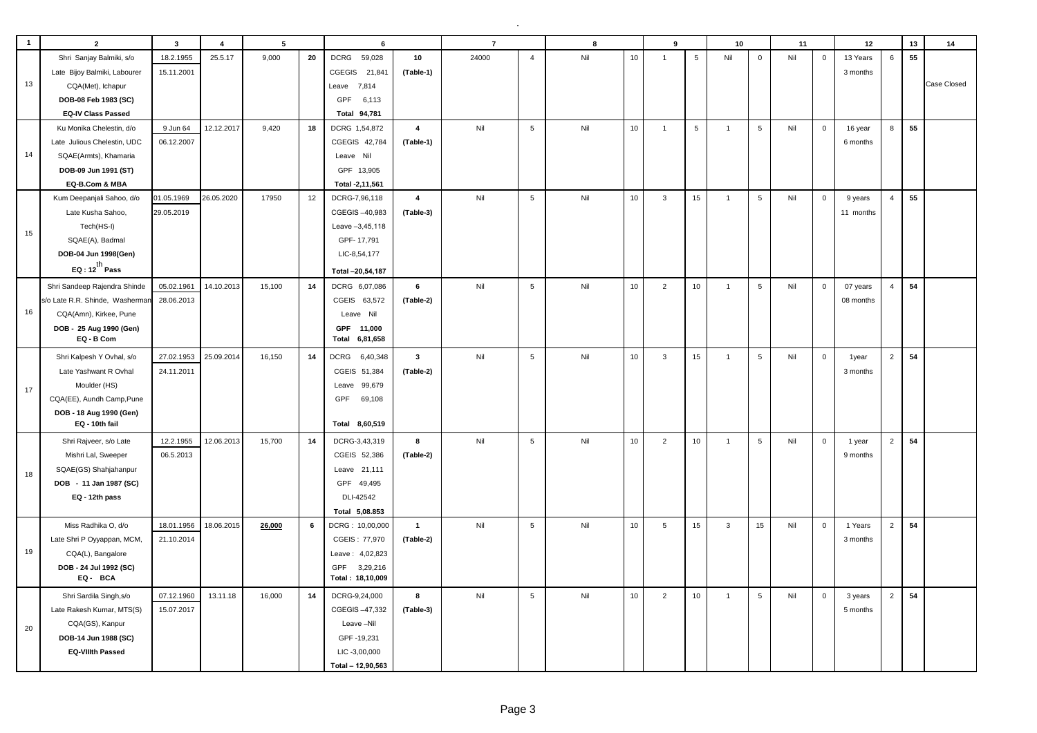| 1 | 2 | 3 | 4 | 5 | | 6 | | 7 | | 8 | | 9 | | 10 | | 11 | | 12 | | 13 | 14 |
|---|---|---|---|---|---|---|---|---|---|---|---|---|---|---|---|---|---|---|---|---|---|
| 13 | Shri Sanjay Balmiki, s/o Late Bijoy Balmiki, Labourer CQA(Met), Ichapur **DOB-08 Feb 1983 (SC)** **EQ-IV Class Passed** | 18.2.1955 15.11.2001 | 25.5.17 | 9,000 | **20** | DCRG 59,028 CGEGIS 21,841 Leave 7,814 GPF 6,113 **Total 94,781** | **10 (Table-1)** | 24000 | 4 | Nil | 10 | 1 | 5 | Nil | 0 | Nil | 0 | 13 Years 3 months | 6 | **55** | Case Closed |
| 14 | Ku Monika Chelestin, d/o Late Julious Chelestin, UDC SQAE(Armts), Khamaria **DOB-09 Jun 1991 (ST)** **EQ-B.Com & MBA** | 9 Jun 64 06.12.2007 | 12.12.2017 | 9,420 | **18** | DCRG 1,54,872 CGEGIS 42,784 Leave Nil GPF 13,905 **Total -2,11,561** | **4 (Table-1)** | Nil | 5 | Nil | 10 | 1 | 5 | 1 | 5 | Nil | 0 | 16 year 6 months | 8 | **55** | |
| 15 | Kum Deepanjali Sahoo, d/o Late Kusha Sahoo, Tech(HS-I) SQAE(A), Badmal **DOB-04 Jun 1998(Gen)** **EQ : 12th Pass** | 01.05.1969 29.05.2019 | 26.05.2020 | 17950 | 12 | DCRG-7,96,118 CGEGIS –40,983 Leave –3,45,118 GPF- 17,791 LIC-8,54,177 **Total –20,54,187** | **4 (Table-3)** | Nil | 5 | Nil | 10 | 3 | 15 | 1 | 5 | Nil | 0 | 9 years 11 months | 4 | **55** | |
| 16 | Shri Sandeep Rajendra Shinde s/o Late R.R. Shinde, Washerman CQA(Amn), Kirkee, Pune **DOB - 25 Aug 1990 (Gen)** **EQ - B Com** | 05.02.1961 28.06.2013 | 14.10.2013 | 15,100 | **14** | DCRG 6,07,086 CGEIS 63,572 Leave Nil **GPF 11,000** **Total 6,81,658** | **6 (Table-2)** | Nil | 5 | Nil | 10 | 2 | 10 | 1 | 5 | Nil | 0 | 07 years 08 months | 4 | **54** | |
| 17 | Shri Kalpesh Y Ovhal, s/o Late Yashwant R Ovhal Moulder (HS) CQA(EE), Aundh Camp,Pune **DOB - 18 Aug 1990 (Gen)** **EQ - 10th fail** | 27.02.1953 24.11.2011 | 25.09.2014 | 16,150 | **14** | DCRG 6,40,348 CGEIS 51,384 Leave 99,679 GPF 69,108 **Total 8,60,519** | **3 (Table-2)** | Nil | 5 | Nil | 10 | 3 | 15 | 1 | 5 | Nil | 0 | 1year 3 months | 2 | **54** | |
| 18 | Shri Rajveer, s/o Late Mishri Lal, Sweeper SQAE(GS) Shahjahanpur **DOB - 11 Jan 1987 (SC)** **EQ - 12th pass** | 12.2.1955 06.5.2013 | 12.06.2013 | 15,700 | **14** | DCRG-3,43,319 CGEIS 52,386 Leave 21,111 GPF 49,495 DLI-42542 **Total 5,08.853** | **8 (Table-2)** | Nil | 5 | Nil | 10 | 2 | 10 | 1 | 5 | Nil | 0 | 1 year 9 months | 2 | **54** | |
| 19 | Miss Radhika O, d/o Late Shri P Oyyappan, MCM, CQA(L), Bangalore **DOB - 24 Jul 1992 (SC)** **EQ - BCA** | 18.01.1956 21.10.2014 | 18.06.2015 | **26,000** | **6** | DCRG : 10,00,000 CGEIS : 77,970 Leave : 4,02,823 GPF 3,29,216 **Total : 18,10,009** | **1 (Table-2)** | Nil | 5 | Nil | 10 | 5 | 15 | 3 | 15 | Nil | 0 | 1 Years 3 months | 2 | **54** | |
| 20 | Shri Sardila Singh,s/o Late Rakesh Kumar, MTS(S) CQA(GS), Kanpur **DOB-14 Jun 1988 (SC)** **EQ-VIIIth Passed** | 07.12.1960 15.07.2017 | 13.11.18 | 16,000 | **14** | DCRG-9,24,000 CGEGIS –47,332 Leave –Nil GPF -19,231 LIC -3,00,000 **Total – 12,90,563** | **8 (Table-3)** | Nil | 5 | Nil | 10 | 2 | 10 | 1 | 5 | Nil | 0 | 3 years 5 months | 2 | **54** | |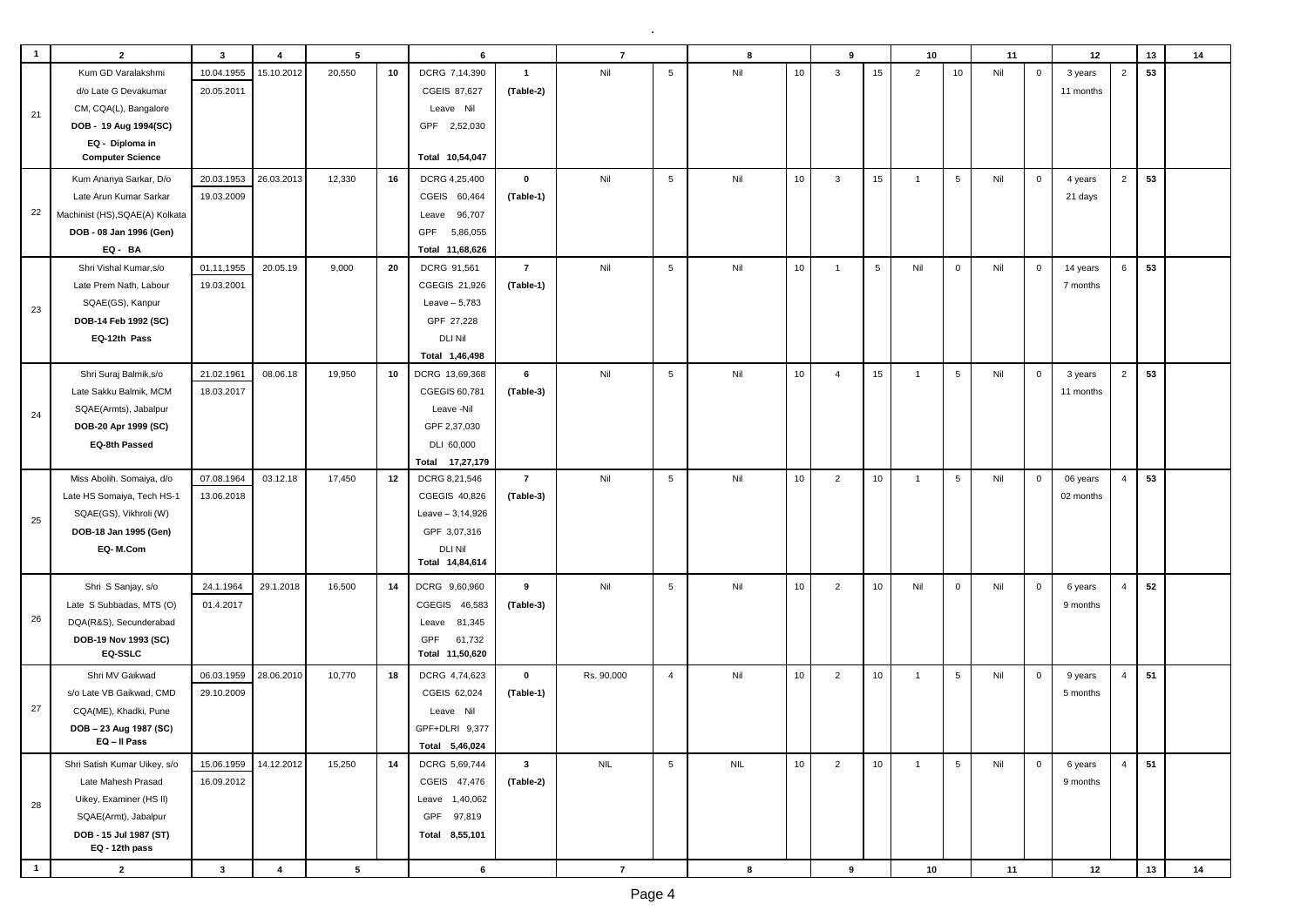| 1 | 2 | 3 | 4 | 5 | | 6 | | 7 | | 8 | | 9 | | 10 | | 11 | | 12 | | 13 | 14 |
|---|---|---|---|---|---|---|---|---|---|---|---|---|---|---|---|---|---|---|---|---|---|
| 21 | Kum GD Varalakshmi<br>d/o Late G Devakumar<br>CM, CQA(L), Bangalore<br>**DOB - 19 Aug 1994(SC)**<br>**EQ - Diploma in Computer Science** | 10.04.1955<br>20.05.2011 | 15.10.2012 | 20,550 | 10 | DCRG 7,14,390<br>CGEIS 87,627<br>Leave Nil<br>GPF 2,52,030<br>**Total 10,54,047** | 1<br>(Table-2) | Nil | 5 | Nil | 10 | 3 | 15 | 2 | 10 | Nil | 0 | 3 years<br>11 months | 2 | 53 | |
| 22 | Kum Ananya Sarkar, D/o<br>Late Arun Kumar Sarkar<br>Machinist (HS),SQAE(A) Kolkata<br>**DOB - 08 Jan 1996 (Gen)**<br>**EQ - BA** | 20.03.1953<br>19.03.2009 | 26.03.2013 | 12,330 | 16 | DCRG 4,25,400<br>CGEIS 60,464<br>Leave 96,707<br>GPF 5,86,055<br>**Total 11,68,626** | 0<br>(Table-1) | Nil | 5 | Nil | 10 | 3 | 15 | 1 | 5 | Nil | 0 | 4 years<br>21 days | 2 | 53 | |
| 23 | Shri Vishal Kumar,s/o<br>Late Prem Nath, Labour<br>SQAE(GS), Kanpur<br>**DOB-14 Feb 1992 (SC)**<br>**EQ-12th Pass** | 01,11,1955<br>19.03.2001 | 20.05.19 | 9,000 | 20 | DCRG 91,561<br>CGEGIS 21,926<br>Leave – 5,783<br>GPF 27,228<br>DLI Nil<br>**Total 1,46,498** | 7<br>(Table-1) | Nil | 5 | Nil | 10 | 1 | 5 | Nil | 0 | Nil | 0 | 14 years<br>7 months | 6 | 53 | |
| 24 | Shri Suraj Balmik,s/o<br>Late Sakku Balmik, MCM<br>SQAE(Armts), Jabalpur<br>**DOB-20 Apr 1999 (SC)**<br>**EQ-8th Passed** | 21.02.1961<br>18.03.2017 | 08.06.18 | 19,950 | 10 | DCRG 13,69,368<br>CGEGIS 60,781<br>Leave -Nil<br>GPF 2,37,030<br>DLI 60,000<br>**Total 17,27,179** | 6<br>(Table-3) | Nil | 5 | Nil | 10 | 4 | 15 | 1 | 5 | Nil | 0 | 3 years<br>11 months | 2 | 53 | |
| 25 | Miss Abolih. Somaiya, d/o<br>Late HS Somaiya, Tech HS-1<br>SQAE(GS), Vikhroli (W)<br>**DOB-18 Jan 1995 (Gen)**<br>**EQ- M.Com** | 07.08.1964<br>13.06.2018 | 03.12.18 | 17,450 | 12 | DCRG 8,21,546<br>CGEGIS 40,826<br>Leave – 3,14,926<br>GPF 3,07,316<br>DLI Nil<br>**Total 14,84,614** | 7<br>(Table-3) | Nil | 5 | Nil | 10 | 2 | 10 | 1 | 5 | Nil | 0 | 06 years<br>02 months | 4 | 53 | |
| 26 | Shri S Sanjay, s/o<br>Late S Subbadas, MTS (O)<br>DQA(R&S), Secunderabad<br>**DOB-19 Nov 1993 (SC)**<br>**EQ-SSLC** | 24.1.1964<br>01.4.2017 | 29.1.2018 | 16,500 | 14 | DCRG 9,60,960<br>CGEGIS 46,583<br>Leave 81,345<br>GPF 61,732<br>**Total 11,50,620** | 9<br>(Table-3) | Nil | 5 | Nil | 10 | 2 | 10 | Nil | 0 | Nil | 0 | 6 years<br>9 months | 4 | 52 | |
| 27 | Shri MV Gaikwad<br>s/o Late VB Gaikwad, CMD<br>CQA(ME), Khadki, Pune<br>**DOB – 23 Aug 1987 (SC)**<br>**EQ – II Pass** | 06.03.1959<br>29.10.2009 | 28.06.2010 | 10,770 | 18 | DCRG 4,74,623<br>CGEIS 62,024<br>Leave Nil<br>GPF+DLRI 9,377<br>**Total 5,46,024** | 0<br>(Table-1) | Rs. 90,000 | 4 | Nil | 10 | 2 | 10 | 1 | 5 | Nil | 0 | 9 years<br>5 months | 4 | 51 | |
| 28 | Shri Satish Kumar Uikey, s/o<br>Late Mahesh Prasad<br>Uikey, Examiner (HS II)<br>SQAE(Armt), Jabalpur<br>**DOB - 15 Jul 1987 (ST)**<br>**EQ - 12th pass** | 15.06.1959<br>16.09.2012 | 14.12.2012 | 15,250 | 14 | DCRG 5,69,744<br>CGEIS 47,476<br>Leave 1,40,062<br>GPF 97,819<br>**Total 8,55,101** | 3<br>(Table-2) | NIL | 5 | NIL | 10 | 2 | 10 | 1 | 5 | Nil | 0 | 6 years<br>9 months | 4 | 51 | |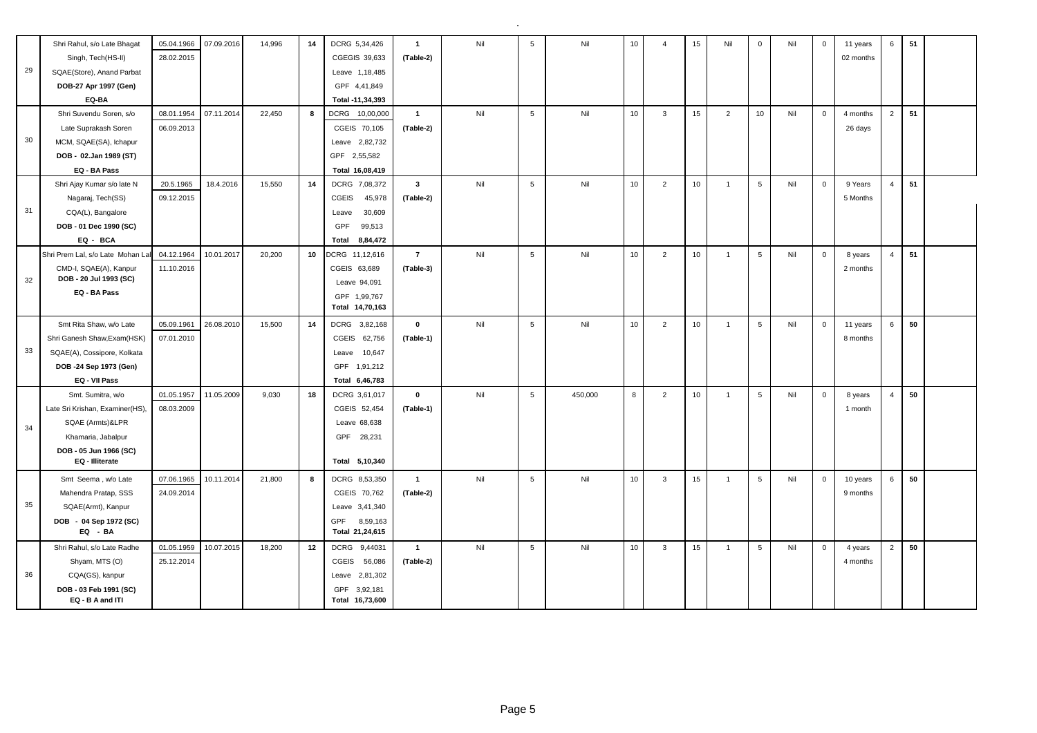| | | | | | | | | | | | | | | | | | | | | | | | |
|---|---|---|---|---|---|---|---|---|---|---|---|---|---|---|---|---|---|---|---|---|---|---|---|
| 29 | Shri Rahul, s/o Late Bhagat Singh, Tech(HS-II) SQAE(Store), Anand Parbat **DOB-27 Apr 1997 (Gen)** **EQ-BA** | 05.04.1966 28.02.2015 | 07.09.2016 | 14,996 | **14** | DCRG 5,34,426 CGEGIS 39,633 Leave 1,18,485 GPF 4,41,849 **Total -11,34,393** | **1** **(Table-2)** | Nil | 5 | Nil | 10 | 4 | 15 | Nil | 0 | Nil | 0 | 11 years 02 months | 6 | **51** | |
| 30 | Shri Suvendu Soren, s/o Late Suprakash Soren MCM, SQAE(SA), Ichapur **DOB - 02.Jan 1989 (ST)** **EQ - BA Pass** | 08.01.1954 06.09.2013 | 07.11.2014 | 22,450 | **8** | DCRG 10,00,000 CGEIS 70,105 Leave 2,82,732 GPF 2,55,582 **Total 16,08,419** | **1** **(Table-2)** | Nil | 5 | Nil | 10 | 3 | 15 | 2 | 10 | Nil | 0 | 4 months 26 days | 2 | **51** | |
| 31 | Shri Ajay Kumar s/o late N Nagaraj, Tech(SS) CQA(L), Bangalore **DOB - 01 Dec 1990 (SC)** **EQ - BCA** | 20.5.1965 09.12.2015 | 18.4.2016 | 15,550 | **14** | DCRG 7,08,372 CGEIS 45,978 Leave 30,609 GPF 99,513 **Total 8,84,472** | **3** **(Table-2)** | Nil | 5 | Nil | 10 | 2 | 10 | 1 | 5 | Nil | 0 | 9 Years 5 Months | 4 | **51** | |
| 32 | Shri Prem Lal, s/o Late Mohan Lal CMD-I, SQAE(A), Kanpur **DOB - 20 Jul 1993 (SC)** **EQ - BA Pass** | 04.12.1964 11.10.2016 | 10.01.2017 | 20,200 | **10** | DCRG 11,12,616 CGEIS 63,689 Leave 94,091 GPF 1,99,767 **Total 14,70,163** | **7** **(Table-3)** | Nil | 5 | Nil | 10 | 2 | 10 | 1 | 5 | Nil | 0 | 8 years 2 months | 4 | **51** | |
| 33 | Smt Rita Shaw, w/o Late Shri Ganesh Shaw,Exam(HSK) SQAE(A), Cossipore, Kolkata **DOB -24 Sep 1973 (Gen)** **EQ - VII Pass** | 05.09.1961 07.01.2010 | 26.08.2010 | 15,500 | **14** | DCRG 3,82,168 CGEIS 62,756 Leave 10,647 GPF 1,91,212 **Total 6,46,783** | **0** **(Table-1)** | Nil | 5 | Nil | 10 | 2 | 10 | 1 | 5 | Nil | 0 | 11 years 8 months | 6 | **50** | |
| 34 | Smt. Sumitra, w/o Late Sri Krishan, Examiner(HS), SQAE (Armts)&LPR Khamaria, Jabalpur **DOB - 05 Jun 1966 (SC)** **EQ - Illiterate** | 01.05.1957 08.03.2009 | 11.05.2009 | 9,030 | **18** | DCRG 3,61,017 CGEIS 52,454 Leave 68,638 GPF 28,231 **Total 5,10,340** | **0** **(Table-1)** | Nil | 5 | 450,000 | 8 | 2 | 10 | 1 | 5 | Nil | 0 | 8 years 1 month | 4 | **50** | |
| 35 | Smt Seema , w/o Late Mahendra Pratap, SSS SQAE(Armt), Kanpur **DOB - 04 Sep 1972 (SC)** **EQ - BA** | 07.06.1965 24.09.2014 | 10.11.2014 | 21,800 | **8** | DCRG 8,53,350 CGEIS 70,762 Leave 3,41,340 GPF 8,59,163 **Total 21,24,615** | **1** **(Table-2)** | Nil | 5 | Nil | 10 | 3 | 15 | 1 | 5 | Nil | 0 | 10 years 9 months | 6 | **50** | |
| 36 | Shri Rahul, s/o Late Radhe Shyam, MTS (O) CQA(GS), kanpur **DOB - 03 Feb 1991 (SC)** **EQ - B A and ITI** | 01.05.1959 25.12.2014 | 10.07.2015 | 18,200 | **12** | DCRG 9,44031 CGEIS 56,086 Leave 2,81,302 GPF 3,92,181 **Total 16,73,600** | **1** **(Table-2)** | Nil | 5 | Nil | 10 | 3 | 15 | 1 | 5 | Nil | 0 | 4 years 4 months | 2 | **50** | |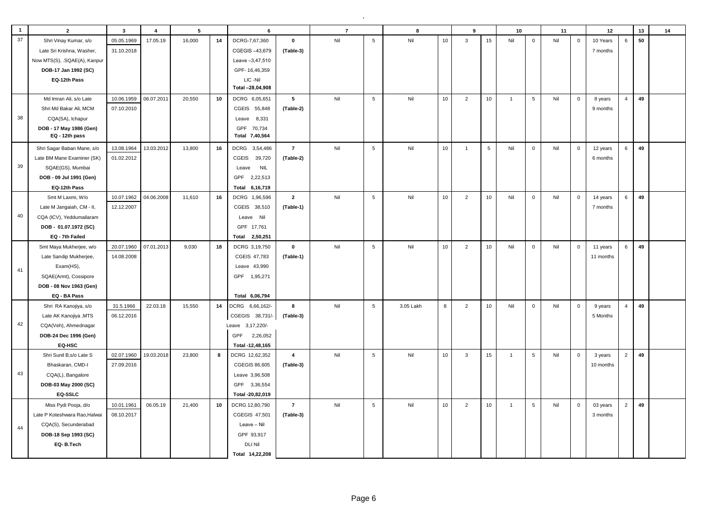| 1 | 2 | 3 | 4 | 5 | | 6 | | 7 | | 8 | | 9 | | 10 | | 11 | | 12 | | 13 | 14 |
|---|---|---|---|---|---|---|---|---|---|---|---|---|---|---|---|---|---|---|---|---|---|
| 37 | Shri Vinay Kumar, s/o Late Sri Krishna, Washer, Now MTS(S), .SQAE(A), Kanpur **DOB-17 Jan 1992 (SC)** **EQ-12th Pass** | 05.05.1969 31.10.2018 | 17.05.19 | 16,000 | 14 | DCRG-7,67,360 CGEGIS –43,679 Leave –3,47,510 GPF- 16,46,359 LIC -Nil Total –28,04,908 | **0** **(Table-3)** | Nil | 5 | Nil | 10 | 3 | 15 | Nil | 0 | Nil | 0 | 10 Years 7 months | 6 | **50** | |
| 38 | Md Imran Ali, s/o Late Shri Md Bakar Ali, MCM CQA(SA), Ichapur **DOB - 17 May 1986 (Gen)** **EQ - 12th pass** | 10.06.1959 07.10.2010 | 06.07.2011 | 20,550 | 10 | DCRG 6,05,651 CGEIS 55,848 Leave 8,331 GPF 70,734 **Total 7,40,564** | **5** **(Table-2)** | Nil | 5 | Nil | 10 | 2 | 10 | 1 | 5 | Nil | 0 | 8 years 9 months | 4 | **49** | |
| 39 | Shri Sagar Baban Mane, s/o Late BM Mane Examiner (SK) SQAE(GS), Mumbai **DOB - 09 Jul 1991 (Gen)** **EQ-12th Pass** | 13.08.1964 01.02.2012 | 13.03.2012 | 13,800 | 16 | DCRG 3,54,486 CGEIS 39,720 Leave NIL GPF 2,22,513 **Total 6,16,719** | **7** **(Table-2)** | Nil | 5 | Nil | 10 | 1 | 5 | Nil | 0 | Nil | 0 | 12 years 6 months | 6 | **49** | |
| 40 | Smt M Laxmi, W/o Late M Jangaiah, CM - II, CQA (ICV), Yeddumailaram **DOB - 01.07.1972 (SC)** **EQ - 7th Failed** | 10.07.1962 12.12.2007 | 04.06.2008 | 11,610 | 16 | DCRG 1,96,596 CGEIS 38,510 Leave Nil GPF 17,761 **Total 2,50,251** | **2** **(Table-1)** | Nil | 5 | Nil | 10 | 2 | 10 | Nil | 0 | Nil | 0 | 14 years 7 months | 6 | **49** | |
| 41 | Smt Maya Mukherjee, w/o Late Sandip Mukherjee, Exam(HS), SQAE(Armt), Cossipore **DOB - 08 Nov 1963 (Gen)** **EQ - BA Pass** | 20.07.1960 14.08.2008 | 07.01.2013 | 9,030 | 18 | DCRG 3,19,750 CGEIS 47,783 Leave 43,990 GPF 1,95,271 **Total 6,06,794** | **0** **(Table-1)** | Nil | 5 | Nil | 10 | 2 | 10 | Nil | 0 | Nil | 0 | 11 years 11 months | 6 | **49** | |
| 42 | Shri RA Kanojiya, s/o Late AK Kanojiya ,MTS CQA(Veh), Ahmednagar **DOB-24 Dec 1996 (Gen)** **EQ-HSC** | 31.5.1966 06.12.2016 | 22.03.18 | 15,550 | 14 | DCRG 6,66,162/- CGEGIS 38,731/- Leave 3,17,220/- GPF 2,26,052 Total -12,48,165 | **8** **(Table-3)** | Nil | 5 | 3.05 Lakh | 8 | 2 | 10 | Nil | 0 | Nil | 0 | 9 years 5 Months | 4 | **49** | |
| 43 | Shri Sunil B,s/o Late S Bhaskaran, CMD-I CQA(L), Bangalore **DOB-03 May 2000 (SC)** **EQ-SSLC** | 02.07.1960 27.09.2016 | 19.03.2018 | 23,800 | 8 | DCRG 12,62,352 CGEGIS 86,605 Leave 3,96,508 GPF 3,36,554 Total -20,82,019 | **4** **(Table-3)** | Nil | 5 | Nil | 10 | 3 | 15 | 1 | 5 | Nil | 0 | 3 years 10 months | 2 | **49** | |
| 44 | Miss Pydi Pooja, d/o Late P Koteshwara Rao,Halwai CQA(S), Secunderabad **DOB-18 Sep 1993 (SC)** **EQ- B.Tech** | 10.01.1961 08.10.2017 | 06.05.19 | 21,400 | 10 | DCRG 12,80,790 CGEGIS 47,501 Leave – Nil GPF 93,917 DLI Nil Total 14,22,208 | **7** **(Table-3)** | Nil | 5 | Nil | 10 | 2 | 10 | 1 | 5 | Nil | 0 | 03 years 3 months | 2 | **49** | |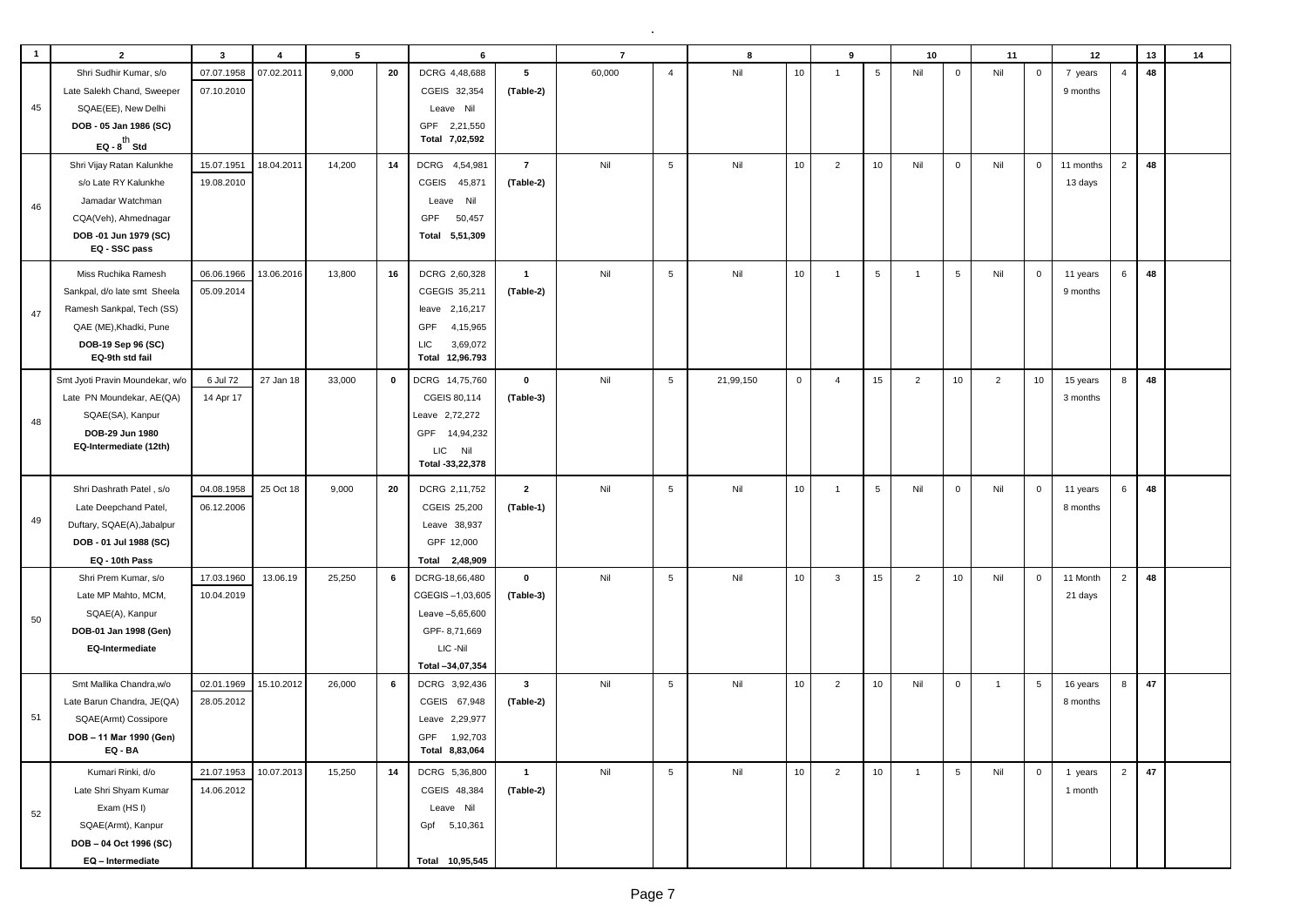| 1 | 2 | 3 | 4 | 5 | | 6 | | 7 | | 8 | | 9 | | 10 | | 11 | | 12 | | 13 | 14 |
|---|---|---|---|---|---|---|---|---|---|---|---|---|---|---|---|---|---|---|---|---|---|
| 45 | Shri Sudhir Kumar, s/o Late Salekh Chand, Sweeper SQAE(EE), New Delhi **DOB - 05 Jan 1986 (SC)** **EQ - 8th Std** | 07.07.1958 07.10.2010 | 07.02.2011 | 9,000 | **20** | DCRG 4,48,688 CGEIS 32,354 Leave Nil GPF 2,21,550 **Total 7,02,592** | **5 (Table-2)** | 60,000 | 4 | Nil | 10 | 1 | 5 | Nil | 0 | Nil | 0 | 7 years 9 months | 4 | **48** | |
| 46 | Shri Vijay Ratan Kalunkhe s/o Late RY Kalunkhe Jamadar Watchman CQA(Veh), Ahmednagar **DOB -01 Jun 1979 (SC)** **EQ - SSC pass** | 15.07.1951 19.08.2010 | 18.04.2011 | 14,200 | **14** | DCRG 4,54,981 CGEIS 45,871 Leave Nil GPF 50,457 **Total 5,51,309** | **7 (Table-2)** | Nil | 5 | Nil | 10 | 2 | 10 | Nil | 0 | Nil | 0 | 11 months 13 days | 2 | **48** | |
| 47 | Miss Ruchika Ramesh Sankpal, d/o late smt Sheela Ramesh Sankpal, Tech (SS) QAE (ME),Khadki, Pune **DOB-19 Sep 96 (SC)** **EQ-9th std fail** | 06.06.1966 05.09.2014 | 13.06.2016 | 13,800 | **16** | DCRG 2,60,328 CGEGIS 35,211 leave 2,16,217 GPF 4,15,965 LIC 3,69,072 **Total 12,96.793** | **1 (Table-2)** | Nil | 5 | Nil | 10 | 1 | 5 | 1 | 5 | Nil | 0 | 11 years 9 months | 6 | **48** | |
| 48 | Smt Jyoti Pravin Moundekar, w/o Late PN Moundekar, AE(QA) SQAE(SA), Kanpur **DOB-29 Jun 1980** **EQ-Intermediate (12th)** | 6 Jul 72 14 Apr 17 | 27 Jan 18 | 33,000 | **0** | DCRG 14,75,760 CGEIS 80,114 Leave 2,72,272 GPF 14,94,232 LIC Nil **Total -33,22,378** | **0 (Table-3)** | Nil | 5 | 21,99,150 | 0 | 4 | 15 | 2 | 10 | 2 | 10 | 15 years 3 months | 8 | **48** | |
| 49 | Shri Dashrath Patel , s/o Late Deepchand Patel, Duftary, SQAE(A),Jabalpur **DOB - 01 Jul 1988 (SC)** **EQ - 10th Pass** | 04.08.1958 06.12.2006 | 25 Oct 18 | 9,000 | **20** | DCRG 2,11,752 CGEIS 25,200 Leave 38,937 GPF 12,000 **Total 2,48,909** | **2 (Table-1)** | Nil | 5 | Nil | 10 | 1 | 5 | Nil | 0 | Nil | 0 | 11 years 8 months | 6 | **48** | |
| 50 | Shri Prem Kumar, s/o Late MP Mahto, MCM, SQAE(A), Kanpur **DOB-01 Jan 1998 (Gen)** **EQ-Intermediate** | 17.03.1960 10.04.2019 | 13.06.19 | 25,250 | **6** | DCRG-18,66,480 CGEGIS –1,03,605 Leave –5,65,600 GPF- 8,71,669 LIC -Nil **Total –34,07,354** | **0 (Table-3)** | Nil | 5 | Nil | 10 | 3 | 15 | 2 | 10 | Nil | 0 | 11 Month 21 days | 2 | **48** | |
| 51 | Smt Mallika Chandra,w/o Late Barun Chandra, JE(QA) SQAE(Armt) Cossipore **DOB – 11 Mar 1990 (Gen)** **EQ - BA** | 02.01.1969 28.05.2012 | 15.10.2012 | 26,000 | **6** | DCRG 3,92,436 CGEIS 67,948 Leave 2,29,977 GPF 1,92,703 **Total 8,83,064** | **3 (Table-2)** | Nil | 5 | Nil | 10 | 2 | 10 | Nil | 0 | 1 | 5 | 16 years 8 months | 8 | **47** | |
| 52 | Kumari Rinki, d/o Late Shri Shyam Kumar Exam (HS I) SQAE(Armt), Kanpur **DOB – 04 Oct 1996 (SC)** **EQ – Intermediate** | 21.07.1953 14.06.2012 | 10.07.2013 | 15,250 | **14** | DCRG 5,36,800 CGEIS 48,384 Leave Nil Gpf 5,10,361 **Total 10,95,545** | **1 (Table-2)** | Nil | 5 | Nil | 10 | 2 | 10 | 1 | 5 | Nil | 0 | 1 years 1 month | 2 | **47** | |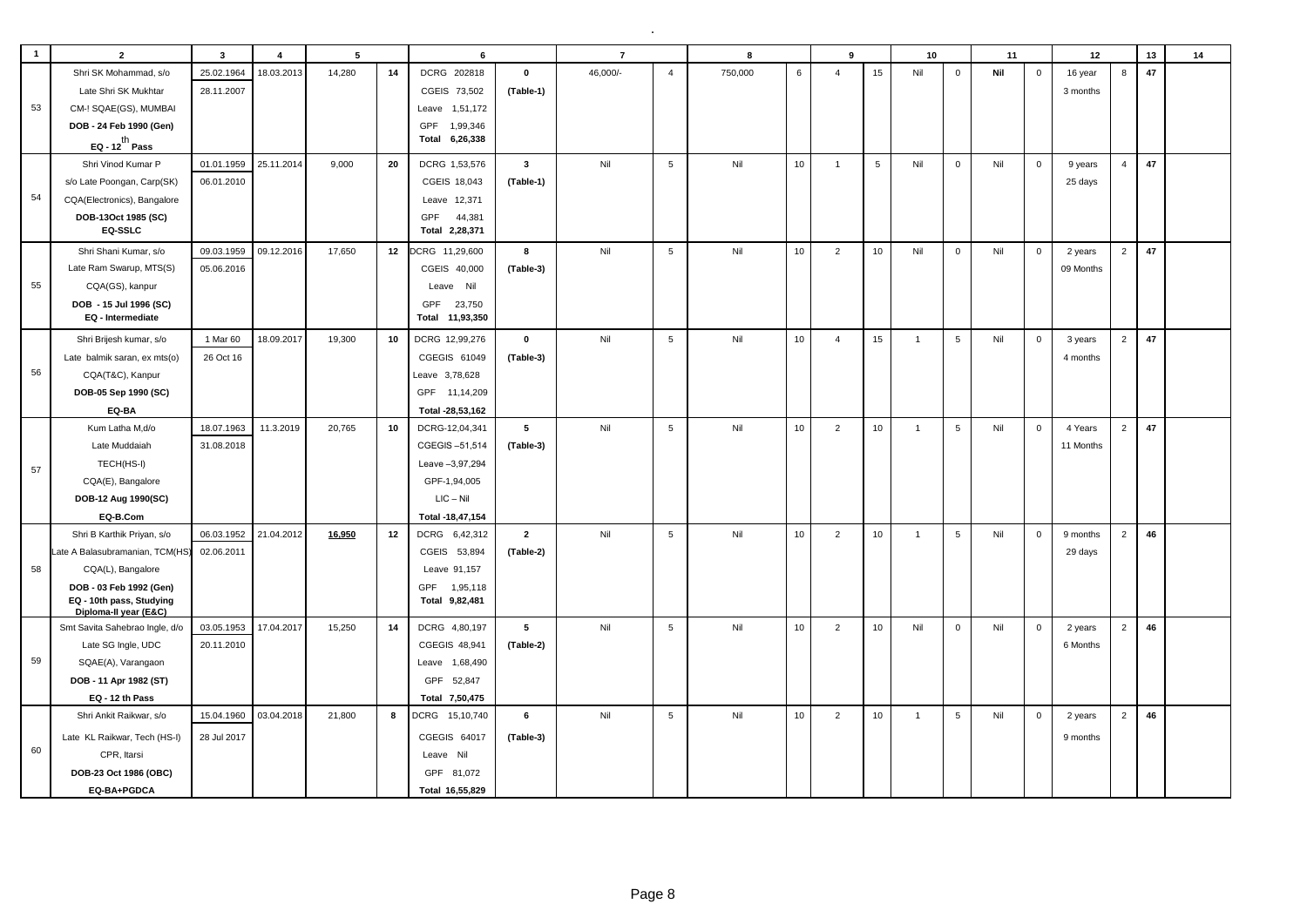| 1 | 2 | 3 | 4 | 5 | | 6 | | 7 | | 8 | | 9 | | 10 | | 11 | | 12 | | 13 | 14 |
|---|---|---|---|---|---|---|---|---|---|---|---|---|---|---|---|---|---|---|---|---|---|
| 53 | Shri SK Mohammad, s/o<br>Late Shri SK Mukhtar<br>CM-! SQAE(GS), MUMBAI<br>**DOB - 24 Feb 1990 (Gen)**<br>**EQ - 12$^{th}$ Pass** | 25.02.1964<br>28.11.2007 | 18.03.2013 | 14,280 | **14** | DCRG 202818<br>CGEIS 73,502<br>Leave 1,51,172<br>GPF 1,99,346<br>**Total 6,26,338** | **0**<br>**(Table-1)** | 46,000/- | 4 | 750,000 | 6 | 4 | 15 | Nil | 0 | **Nil** | 0 | 16 year<br>3 months | 8 | **47** | |
| 54 | Shri Vinod Kumar P<br>s/o Late Poongan, Carp(SK)<br>CQA(Electronics), Bangalore<br>**DOB-13Oct 1985 (SC)**<br>**EQ-SSLC** | 01.01.1959<br>06.01.2010 | 25.11.2014 | 9,000 | **20** | DCRG 1,53,576<br>CGEIS 18,043<br>Leave 12,371<br>GPF 44,381<br>**Total 2,28,371** | **3**<br>**(Table-1)** | Nil | 5 | Nil | 10 | 1 | 5 | Nil | 0 | Nil | 0 | 9 years<br>25 days | 4 | **47** | |
| 55 | Shri Shani Kumar, s/o<br>Late Ram Swarup, MTS(S)<br>CQA(GS), kanpur<br>**DOB - 15 Jul 1996 (SC)**<br>**EQ - Intermediate** | 09.03.1959<br>05.06.2016 | 09.12.2016 | 17,650 | **12** | DCRG 11,29,600<br>CGEIS 40,000<br>Leave Nil<br>GPF 23,750<br>**Total 11,93,350** | **8**<br>**(Table-3)** | Nil | 5 | Nil | 10 | 2 | 10 | Nil | 0 | Nil | 0 | 2 years<br>09 Months | 2 | **47** | |
| 56 | Shri Brijesh kumar, s/o<br>Late balmik saran, ex mts(o)<br>CQA(T&C), Kanpur<br>**DOB-05 Sep 1990 (SC)**<br>**EQ-BA** | 1 Mar 60<br>26 Oct 16 | 18.09.2017 | 19,300 | **10** | DCRG 12,99,276<br>CGEGIS 61049<br>Leave 3,78,628<br>GPF 11,14,209<br>**Total -28,53,162** | **0**<br>**(Table-3)** | Nil | 5 | Nil | 10 | 4 | 15 | 1 | 5 | Nil | 0 | 3 years<br>4 months | 2 | **47** | |
| 57 | Kum Latha M,d/o<br>Late Muddaiah<br>TECH(HS-I)<br>CQA(E), Bangalore<br>**DOB-12 Aug 1990(SC)**<br>**EQ-B.Com** | 18.07.1963<br>31.08.2018 | 11.3.2019 | 20,765 | **10** | DCRG-12,04,341<br>CGEGIS –51,514<br>Leave –3,97,294<br>GPF-1,94,005<br>LIC – Nil<br>**Total -18,47,154** | **5**<br>**(Table-3)** | Nil | 5 | Nil | 10 | 2 | 10 | 1 | 5 | Nil | 0 | 4 Years<br>11 Months | 2 | **47** | |
| 58 | Shri B Karthik Priyan, s/o<br>Late A Balasubramanian, TCM(HS)<br>CQA(L), Bangalore<br>**DOB - 03 Feb 1992 (Gen)**<br>**EQ - 10th pass, Studying Diploma-II year (E&C)** | 06.03.1952<br>02.06.2011 | 21.04.2012 | <u>**16,950**</u> | **12** | DCRG 6,42,312<br>CGEIS 53,894<br>Leave 91,157<br>GPF 1,95,118<br>**Total 9,82,481** | **2**<br>**(Table-2)** | Nil | 5 | Nil | 10 | 2 | 10 | 1 | 5 | Nil | 0 | 9 months<br>29 days | 2 | **46** | |
| 59 | Smt Savita Sahebrao Ingle, d/o<br>Late SG Ingle, UDC<br>SQAE(A), Varangaon<br>**DOB - 11 Apr 1982 (ST)**<br>**EQ - 12 th Pass** | 03.05.1953<br>20.11.2010 | 17.04.2017 | 15,250 | **14** | DCRG 4,80,197<br>CGEGIS 48,941<br>Leave 1,68,490<br>GPF 52,847<br>**Total 7,50,475** | **5**<br>**(Table-2)** | Nil | 5 | Nil | 10 | 2 | 10 | Nil | 0 | Nil | 0 | 2 years<br>6 Months | 2 | **46** | |
| 60 | Shri Ankit Raikwar, s/o<br>Late KL Raikwar, Tech (HS-I)<br>CPR, Itarsi<br>**DOB-23 Oct 1986 (OBC)**<br>**EQ-BA+PGDCA** | 15.04.1960<br>28 Jul 2017 | 03.04.2018 | 21,800 | **8** | DCRG 15,10,740<br>CGEGIS 64017<br>Leave Nil<br>GPF 81,072<br>**Total 16,55,829** | **6**<br>**(Table-3)** | Nil | 5 | Nil | 10 | 2 | 10 | 1 | 5 | Nil | 0 | 2 years<br>9 months | 2 | **46** | |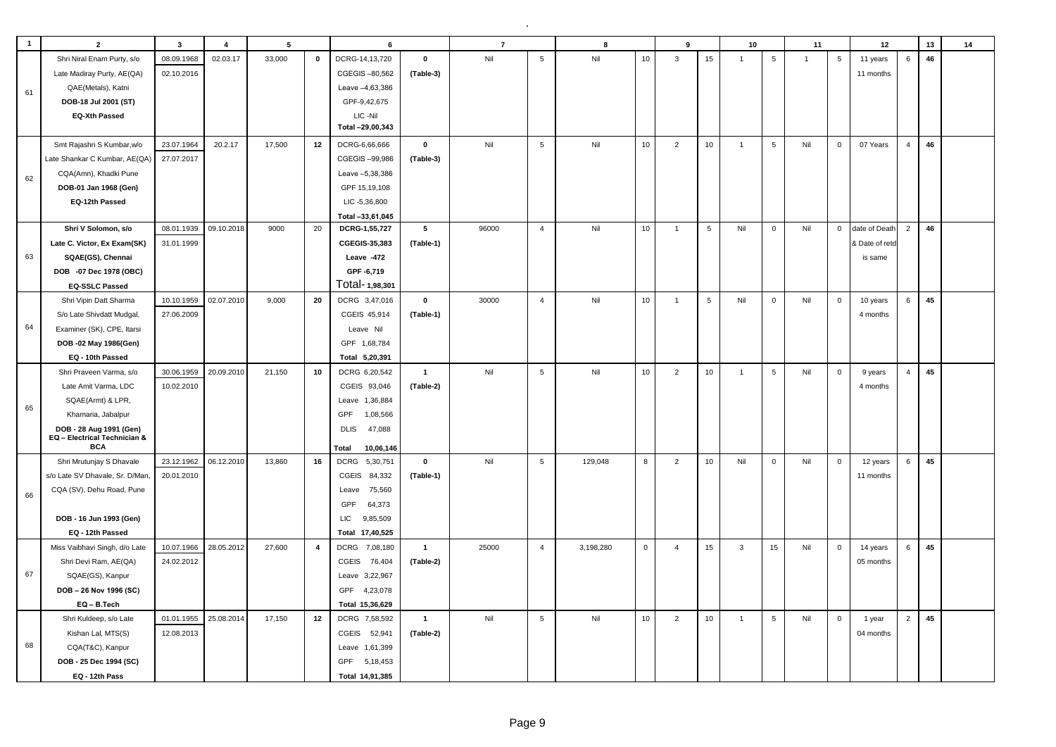| 1 | 2 | 3 | 4 | 5 | | 6 | | 7 | | 8 | | 9 | | 10 | | 11 | | 12 | | 13 | 14 |
|---|---|---|---|---|---|---|---|---|---|---|---|---|---|---|---|---|---|---|---|---|---|
| 61 | Shri Niral Enam Purty, s/o Late Madiray Purty, AE(QA) QAE(Metals), Katni **DOB-18 Jul 2001 (ST)** **EQ-Xth Passed** | 08.09.1968 02.10.2016 | 02.03.17 | 33,000 | **0** | DCRG-14,13,720 CGEGIS –80,562 Leave –4,63,386 GPF-9,42,675 LIC -Nil Total –29,00,343 | **0** (Table-3) | Nil | 5 | Nil | 10 | 3 | 15 | 1 | 5 | 1 | 5 | 11 years 11 months | 6 | **46** | |
| 62 | Smt Rajashri S Kumbar,w/o Late Shankar C Kumbar, AE(QA) CQA(Amn), Khadki Pune **DOB-01 Jan 1968 (Gen)** **EQ-12th Passed** | 23.07.1964 27.07.2017 | 20.2.17 | 17,500 | **12** | DCRG-6,66,666 CGEGIS –99,986 Leave –5,38,386 GPF 15,19,108 LIC -5,36,800 Total –33,61,045 | **0** (Table-3) | Nil | 5 | Nil | 10 | 2 | 10 | 1 | 5 | Nil | 0 | 07 Years | 4 | **46** | |
| 63 | **Shri V Solomon, s/o** **Late C. Victor, Ex Exam(SK)** **SQAE(GS), Chennai** **DOB -07 Dec 1978 (OBC)** **EQ-SSLC Passed** | 08.01.1939 31.01.1999 | 09.10.2018 | 9000 | 20 | **DCRG-1,55,727** **CGEGIS-35,383** **Leave -472** **GPF -6,719** Total- **1,98,301** | **5** (Table-1) | 96000 | 4 | Nil | 10 | 1 | 5 | Nil | 0 | Nil | 0 | date of Death & Date of retd is same | 2 | **46** | |
| 64 | Shri Vipin Datt Sharma S/o Late Shivdatt Mudgal, Examiner (SK), CPE, Itarsi **DOB -02 May 1986(Gen)** **EQ - 10th Passed** | 10.10.1959 27.06.2009 | 02.07.2010 | 9,000 | **20** | DCRG 3,47,016 CGEIS 45,914 Leave Nil GPF 1,68,784 **Total 5,20,391** | **0** (Table-1) | 30000 | 4 | Nil | 10 | 1 | 5 | Nil | 0 | Nil | 0 | 10 years 4 months | 6 | **45** | |
| 65 | Shri Praveen Varma, s/o Late Amit Varma, LDC SQAE(Armt) & LPR, Khamaria, Jabalpur **DOB - 28 Aug 1991 (Gen)** **EQ – Electrical Technician & BCA** | 30.06.1959 10.02.2010 | 20.09.2010 | 21,150 | **10** | DCRG 6,20,542 CGEIS 93,046 Leave 1,36,884 GPF 1,08,566 DLIS 47,088 **Total 10,06,146** | **1** (Table-2) | Nil | 5 | Nil | 10 | 2 | 10 | 1 | 5 | Nil | 0 | 9 years 4 months | 4 | **45** | |
| 66 | Shri Mrutunjay S Dhavale s/o Late SV Dhavale, Sr. D/Man, CQA (SV), Dehu Road, Pune **DOB - 16 Jun 1993 (Gen)** **EQ - 12th Passed** | 23.12.1962 20.01.2010 | 06.12.2010 | 13,860 | **16** | DCRG 5,30,751 CGEIS 84,332 Leave 75,560 GPF 64,373 LIC 9,85,509 **Total 17,40,525** | **0** (Table-1) | Nil | 5 | 129,048 | 8 | 2 | 10 | Nil | 0 | Nil | 0 | 12 years 11 months | 6 | **45** | |
| 67 | Miss Vaibhavi Singh, d/o Late Shri Devi Ram, AE(QA) SQAE(GS), Kanpur **DOB – 26 Nov 1996 (SC)** **EQ – B.Tech** | 10.07.1966 24.02.2012 | 28.05.2012 | 27,600 | **4** | DCRG 7,08,180 CGEIS 76,404 Leave 3,22,967 GPF 4,23,078 **Total 15,36,629** | **1** (Table-2) | 25000 | 4 | 3,198,280 | 0 | 4 | 15 | 3 | 15 | Nil | 0 | 14 years 05 months | 6 | **45** | |
| 68 | Shri Kuldeep, s/o Late Kishan Lal, MTS(S) CQA(T&C), Kanpur **DOB - 25 Dec 1994 (SC)** **EQ - 12th Pass** | 01.01.1955 12.08.2013 | 25.08.2014 | 17,150 | **12** | DCRG 7,58,592 CGEIS 52,941 Leave 1,61,399 GPF 5,18,453 **Total 14,91,385** | **1** (Table-2) | Nil | 5 | Nil | 10 | 2 | 10 | 1 | 5 | Nil | 0 | 1 year 04 months | 2 | **45** | |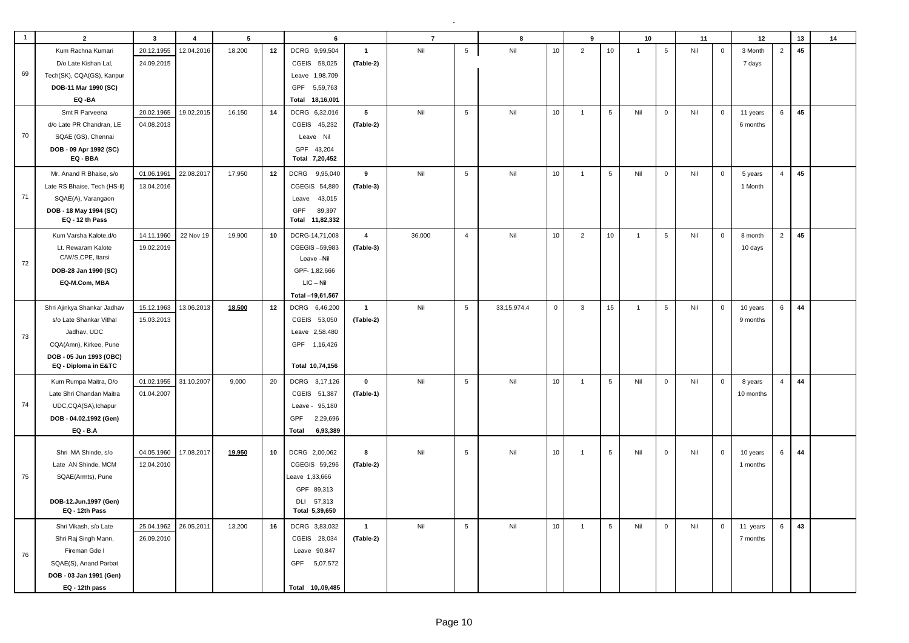| 1 | 2 | 3 | 4 | 5 | | 6 | | 7 | | 8 | | 9 | | 10 | | 11 | | 12 | | 13 | 14 |
|---|---|---|---|---|---|---|---|---|---|---|---|---|---|---|---|---|---|---|---|---|---|
| 69 | Kum Rachna Kumari<br>D/o Late Kishan Lal,<br>Tech(SK), CQA(GS), Kanpur<br>**DOB-11 Mar 1990 (SC)**<br>**EQ -BA** | 20.12.1955<br>24.09.2015 | 12.04.2016 | 18,200 | **12** | DCRG 9,99,504<br>CGEIS 58,025<br>Leave 1,98,709<br>GPF 5,59,763<br>**Total 18,16,001** | **1**<br>**(Table-2)** | Nil | 5 | Nil | 10 | 2 | 10 | 1 | 5 | Nil | 0 | 3 Month<br>7 days | 2 | **45** | |
| 70 | Smt R Parveena<br>d/o Late PR Chandran, LE<br>SQAE (GS), Chennai<br>**DOB - 09 Apr 1992 (SC)**<br>**EQ - BBA** | 20.02.1965<br>04.08.2013 | 19.02.2015 | 16,150 | **14** | DCRG 6,32,016<br>CGEIS 45,232<br>Leave Nil<br>GPF 43,204<br>**Total 7,20,452** | **5**<br>**(Table-2)** | Nil | 5 | Nil | 10 | 1 | 5 | Nil | 0 | Nil | 0 | 11 years<br>6 months | 6 | **45** | |
| 71 | Mr. Anand R Bhaise, s/o<br>Late RS Bhaise, Tech (HS-II)<br>SQAE(A), Varangaon<br>**DOB - 18 May 1994 (SC)**<br>**EQ - 12 th Pass** | 01.06.1961<br>13.04.2016 | 22.08.2017 | 17,950 | **12** | DCRG 9,95,040<br>CGEGIS 54,880<br>Leave 43,015<br>GPF 89,397<br>**Total 11,82,332** | **9**<br>**(Table-3)** | Nil | 5 | Nil | 10 | 1 | 5 | Nil | 0 | Nil | 0 | 5 years<br>1 Month | 4 | **45** | |
| 72 | Kum Varsha Kalote,d/o<br>Lt. Rewaram Kalote<br>C/W/S,CPE, Itarsi<br>**DOB-28 Jan 1990 (SC)**<br>**EQ-M.Com, MBA** | 14.11.1960<br>19.02.2019 | 22 Nov 19 | 19,900 | **10** | DCRG-14,71,008<br>CGEGIS –59,983<br>Leave –Nil<br>GPF- 1,82,666<br>LIC – Nil<br>Total –19,61,567 | **4**<br>**(Table-3)** | 36,000 | 4 | Nil | 10 | 2 | 10 | 1 | 5 | Nil | 0 | 8 month<br>10 days | 2 | **45** | |
| 73 | Shri Ajinkya Shankar Jadhav<br>s/o Late Shankar Vithal<br>Jadhav, UDC<br>CQA(Amn), Kirkee, Pune<br>**DOB - 05 Jun 1993 (OBC)**<br>**EQ - Diploma in E&TC** | 15.12.1963<br>15.03.2013 | 13.06.2013 | **18,500** | **12** | DCRG 6,46,200<br>CGEIS 53,050<br>Leave 2,58,480<br>GPF 1,16,426<br>Total 10,74,156 | **1**<br>**(Table-2)** | Nil | 5 | 33,15,974.4 | 0 | 3 | 15 | 1 | 5 | Nil | 0 | 10 years<br>9 months | 6 | **44** | |
| 74 | Kum Rumpa Maitra, D/o<br>Late Shri Chandan Maitra<br>UDC,CQA(SA),Ichapur<br>**DOB - 04.02.1992 (Gen)**<br>**EQ - B.A** | 01.02.1955<br>01.04.2007 | 31.10.2007 | 9,000 | 20 | DCRG 3,17,126<br>CGEIS 51,387<br>Leave - 95,180<br>GPF 2,29,696<br>**Total 6,93,389** | **0**<br>**(Table-1)** | Nil | 5 | Nil | 10 | 1 | 5 | Nil | 0 | Nil | 0 | 8 years<br>10 months | 4 | **44** | |
| 75 | Shri MA Shinde, s/o<br>Late AN Shinde, MCM<br>SQAE(Armts), Pune<br>**DOB-12.Jun.1997 (Gen)**<br>**EQ - 12th Pass** | 04.05.1960<br>12.04.2010 | 17.08.2017 | **19,950** | **10** | DCRG 2,00,062<br>CGEGIS 59,296<br>Leave 1,33,666<br>GPF 89,313<br>DLI 57,313<br>**Total 5,39,650** | **8**<br>**(Table-2)** | Nil | 5 | Nil | 10 | 1 | 5 | Nil | 0 | Nil | 0 | 10 years<br>1 months | 6 | **44** | |
| 76 | Shri Vikash, s/o Late<br>Shri Raj Singh Mann,<br>Fireman Gde I<br>SQAE(S), Anand Parbat<br>**DOB - 03 Jan 1991 (Gen)**<br>**EQ - 12th pass** | 25.04.1962<br>26.09.2010 | 26.05.2011 | 13,200 | **16** | DCRG 3,83,032<br>CGEIS 28,034<br>Leave 90,847<br>GPF 5,07,572<br>Total 10,,09,485 | **1**<br>**(Table-2)** | Nil | 5 | Nil | 10 | 1 | 5 | Nil | 0 | Nil | 0 | 11 years<br>7 months | 6 | **43** | |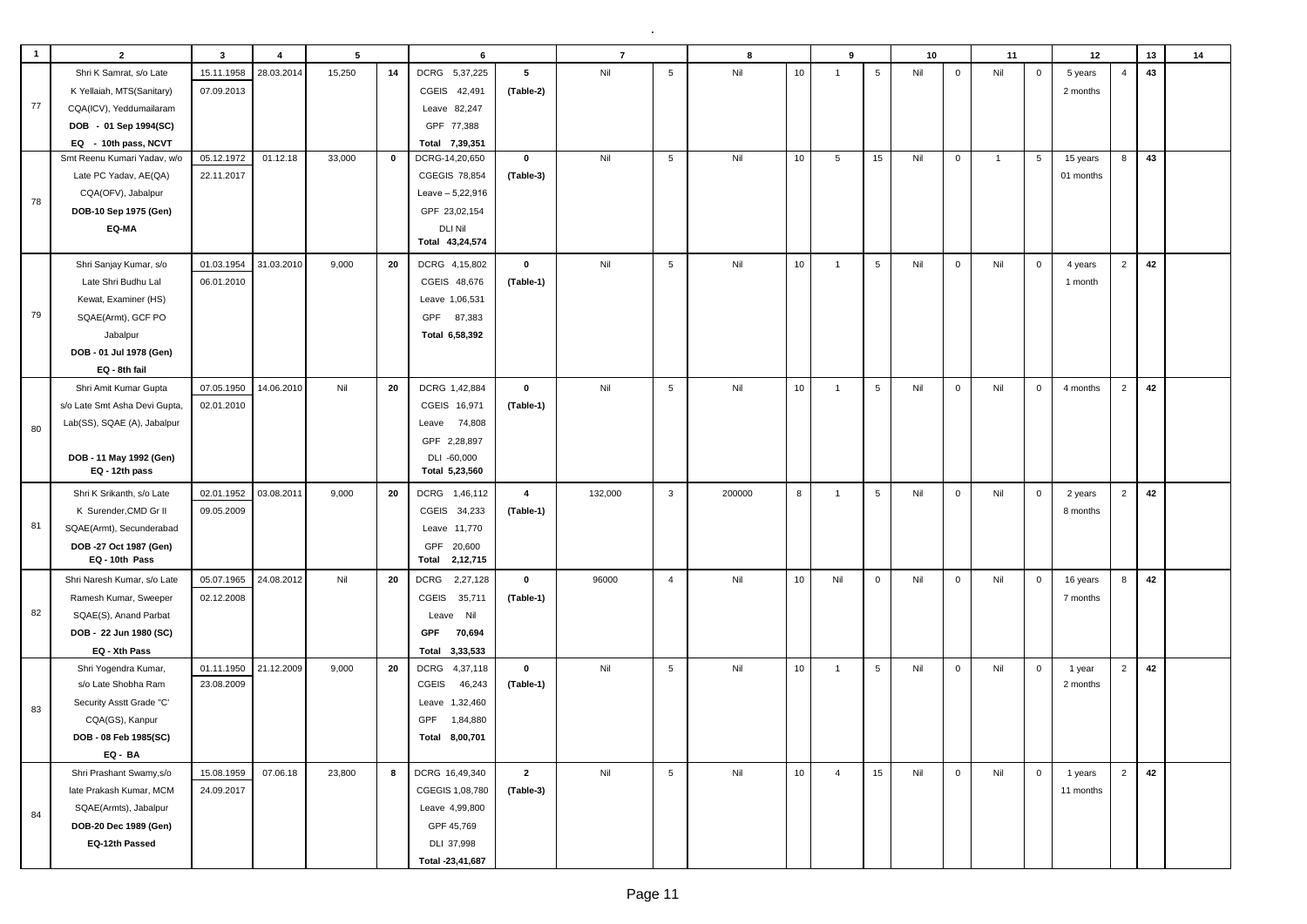| 1 | 2 | 3 | 4 | 5 | | 6 | | 7 | | 8 | | 9 | | 10 | | 11 | | 12 | | 13 | 14 |
|---|---|---|---|---|---|---|---|---|---|---|---|---|---|---|---|---|---|---|---|---|---|
| 77 | Shri K Samrat, s/o Late K Yellaiah, MTS(Sanitary) CQA(ICV), Yeddumailaram **DOB - 01 Sep 1994(SC)** **EQ - 10th pass, NCVT** | 15.11.1958 07.09.2013 | 28.03.2014 | 15,250 | **14** | DCRG 5,37,225 CGEIS 42,491 Leave 82,247 GPF 77,388 **Total 7,39,351** | **5** **(Table-2)** | Nil | 5 | Nil | 10 | 1 | 5 | Nil | 0 | Nil | 0 | 5 years 2 months | 4 | **43** | |
| 78 | Smt Reenu Kumari Yadav, w/o Late PC Yadav, AE(QA) CQA(OFV), Jabalpur **DOB-10 Sep 1975 (Gen)** **EQ-MA** | 05.12.1972 22.11.2017 | 01.12.18 | 33,000 | **0** | DCRG-14,20,650 CGEGIS 78,854 Leave – 5,22,916 GPF 23,02,154 DLI Nil **Total 43,24,574** | **0** **(Table-3)** | Nil | 5 | Nil | 10 | 5 | 15 | Nil | 0 | 1 | 5 | 15 years 01 months | 8 | **43** | |
| 79 | Shri Sanjay Kumar, s/o Late Shri Budhu Lal Kewat, Examiner (HS) SQAE(Armt), GCF PO Jabalpur **DOB - 01 Jul 1978 (Gen)** **EQ - 8th fail** | 01.03.1954 06.01.2010 | 31.03.2010 | 9,000 | **20** | DCRG 4,15,802 CGEIS 48,676 Leave 1,06,531 GPF 87,383 **Total 6,58,392** | **0** **(Table-1)** | Nil | 5 | Nil | 10 | 1 | 5 | Nil | 0 | Nil | 0 | 4 years 1 month | 2 | **42** | |
| 80 | Shri Amit Kumar Gupta s/o Late Smt Asha Devi Gupta, Lab(SS), SQAE (A), Jabalpur **DOB - 11 May 1992 (Gen)** **EQ - 12th pass** | 07.05.1950 02.01.2010 | 14.06.2010 | Nil | **20** | DCRG 1,42,884 CGEIS 16,971 Leave 74,808 GPF 2,28,897 DLI -60,000 **Total 5,23,560** | **0** **(Table-1)** | Nil | 5 | Nil | 10 | 1 | 5 | Nil | 0 | Nil | 0 | 4 months | 2 | **42** | |
| 81 | Shri K Srikanth, s/o Late K Surender,CMD Gr II SQAE(Armt), Secunderabad **DOB -27 Oct 1987 (Gen)** **EQ - 10th Pass** | 02.01.1952 09.05.2009 | 03.08.2011 | 9,000 | **20** | DCRG 1,46,112 CGEIS 34,233 Leave 11,770 GPF 20,600 **Total 2,12,715** | **4** **(Table-1)** | 132,000 | 3 | 200000 | 8 | 1 | 5 | Nil | 0 | Nil | 0 | 2 years 8 months | 2 | **42** | |
| 82 | Shri Naresh Kumar, s/o Late Ramesh Kumar, Sweeper SQAE(S), Anand Parbat **DOB - 22 Jun 1980 (SC)** **EQ - Xth Pass** | 05.07.1965 02.12.2008 | 24.08.2012 | Nil | **20** | DCRG 2,27,128 CGEIS 35,711 Leave Nil **GPF 70,694** **Total 3,33,533** | **0** **(Table-1)** | 96000 | 4 | Nil | 10 | Nil | 0 | Nil | 0 | Nil | 0 | 16 years 7 months | 8 | **42** | |
| 83 | Shri Yogendra Kumar, s/o Late Shobha Ram Security Asstt Grade "C' CQA(GS), Kanpur **DOB - 08 Feb 1985(SC)** **EQ - BA** | 01.11.1950 23.08.2009 | 21.12.2009 | 9,000 | **20** | DCRG 4,37,118 CGEIS 46,243 Leave 1,32,460 GPF 1,84,880 **Total 8,00,701** | **0** **(Table-1)** | Nil | 5 | Nil | 10 | 1 | 5 | Nil | 0 | Nil | 0 | 1 year 2 months | 2 | **42** | |
| 84 | Shri Prashant Swamy,s/o late Prakash Kumar, MCM SQAE(Armts), Jabalpur **DOB-20 Dec 1989 (Gen)** **EQ-12th Passed** | 15.08.1959 24.09.2017 | 07.06.18 | 23,800 | **8** | DCRG 16,49,340 CGEGIS 1,08,780 Leave 4,99,800 GPF 45,769 DLI 37,998 **Total -23,41,687** | **2** **(Table-3)** | Nil | 5 | Nil | 10 | 4 | 15 | Nil | 0 | Nil | 0 | 1 years 11 months | 2 | **42** | |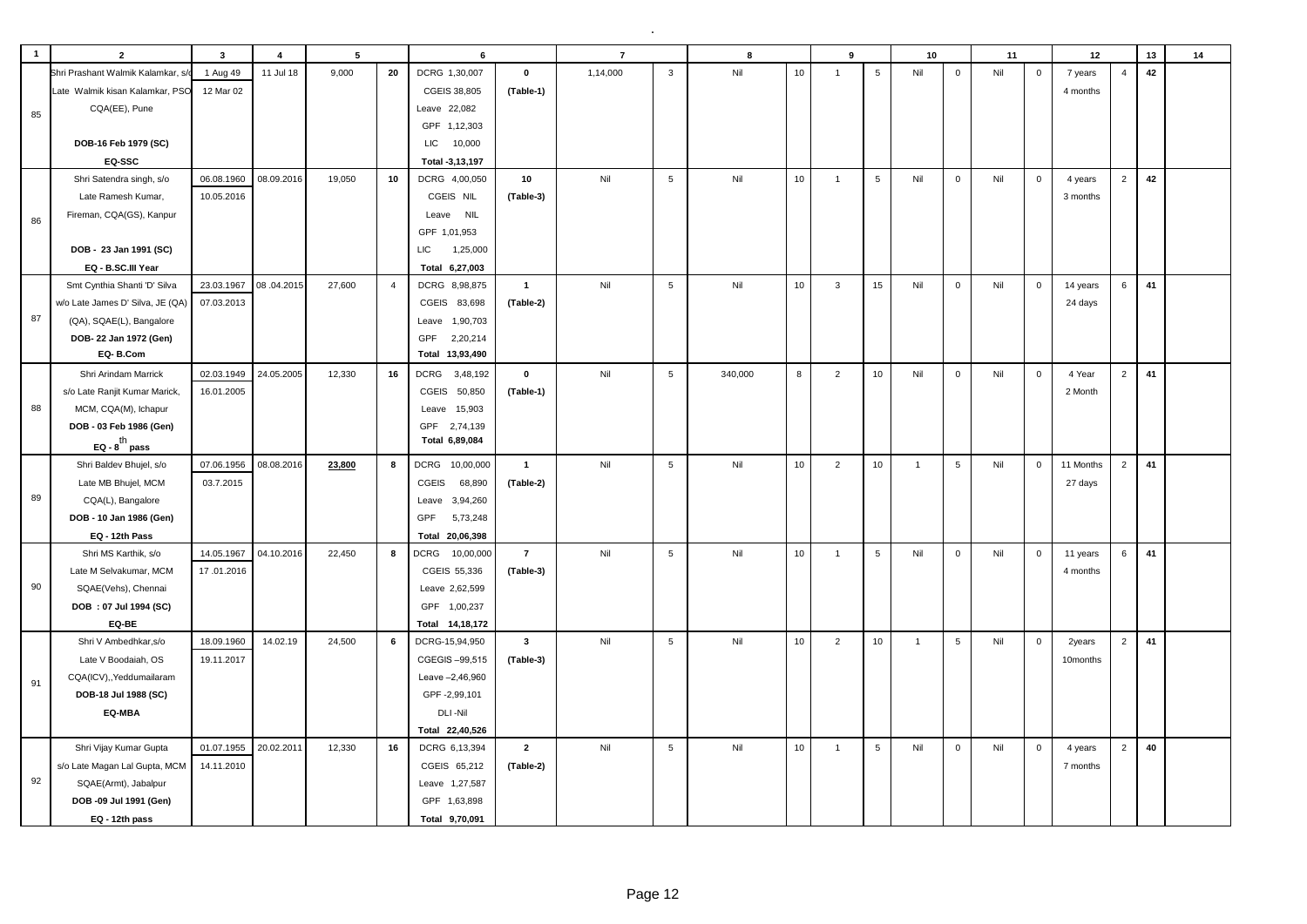| 1 | 2 | 3 | 4 | 5 | | 6 | | 7 | | 8 | | 9 | | 10 | | 11 | | 12 | | 13 | 14 |
|---|---|---|---|---|---|---|---|---|---|---|---|---|---|---|---|---|---|---|---|---|---|
| 85 | Shri Prashant Walmik Kalamkar, s/o Late Walmik kisan Kalamkar, PSO CQA(EE), Pune<br>**DOB-16 Feb 1979 (SC)**<br>**EQ-SSC** | 1 Aug 49<br>12 Mar 02 | 11 Jul 18 | 9,000 | **20** | DCRG 1,30,007<br>CGEIS 38,805<br>Leave 22,082<br>GPF 1,12,303<br>LIC 10,000<br>**Total -3,13,197** | **0**<br>**(Table-1)** | 1,14,000 | 3 | Nil | 10 | 1 | 5 | Nil | 0 | Nil | 0 | 7 years<br>4 months | 4 | **42** | |
| 86 | Shri Satendra singh, s/o Late Ramesh Kumar, Fireman, CQA(GS), Kanpur<br>**DOB - 23 Jan 1991 (SC)**<br>**EQ - B.SC.III Year** | 06.08.1960<br>10.05.2016 | 08.09.2016 | 19,050 | **10** | DCRG 4,00,050<br>CGEIS NIL<br>Leave NIL<br>GPF 1,01,953<br>LIC 1,25,000<br>**Total 6,27,003** | **10**<br>**(Table-3)** | Nil | 5 | Nil | 10 | 1 | 5 | Nil | 0 | Nil | 0 | 4 years<br>3 months | 2 | **42** | |
| 87 | Smt Cynthia Shanti 'D' Silva w/o Late James D' Silva, JE (QA) (QA), SQAE(L), Bangalore<br>**DOB- 22 Jan 1972 (Gen)**<br>**EQ- B.Com** | 23.03.1967<br>07.03.2013 | 08 .04.2015 | 27,600 | 4 | DCRG 8,98,875<br>CGEIS 83,698<br>Leave 1,90,703<br>GPF 2,20,214<br>**Total 13,93,490** | **1**<br>**(Table-2)** | Nil | 5 | Nil | 10 | 3 | 15 | Nil | 0 | Nil | 0 | 14 years<br>24 days | 6 | **41** | |
| 88 | Shri Arindam Marrick s/o Late Ranjit Kumar Marick, MCM, CQA(M), Ichapur<br>**DOB - 03 Feb 1986 (Gen)**<br>**EQ - 8th pass** | 02.03.1949<br>16.01.2005 | 24.05.2005 | 12,330 | **16** | DCRG 3,48,192<br>CGEIS 50,850<br>Leave 15,903<br>GPF 2,74,139<br>**Total 6,89,084** | **0**<br>**(Table-1)** | Nil | 5 | 340,000 | 8 | 2 | 10 | Nil | 0 | Nil | 0 | 4 Year<br>2 Month | 2 | **41** | |
| 89 | Shri Baldev Bhujel, s/o Late MB Bhujel, MCM CQA(L), Bangalore<br>**DOB - 10 Jan 1986 (Gen)**<br>**EQ - 12th Pass** | 07.06.1956<br>03.7.2015 | 08.08.2016 | **23,800** | **8** | DCRG 10,00,000<br>CGEIS 68,890<br>Leave 3,94,260<br>GPF 5,73,248<br>**Total 20,06,398** | **1**<br>**(Table-2)** | Nil | 5 | Nil | 10 | 2 | 10 | 1 | 5 | Nil | 0 | 11 Months<br>27 days | 2 | **41** | |
| 90 | Shri MS Karthik, s/o Late M Selvakumar, MCM SQAE(Vehs), Chennai<br>**DOB : 07 Jul 1994 (SC)**<br>**EQ-BE** | 14.05.1967<br>17 .01.2016 | 04.10.2016 | 22,450 | **8** | DCRG 10,00,000<br>CGEIS 55,336<br>Leave 2,62,599<br>GPF 1,00,237<br>**Total 14,18,172** | **7**<br>**(Table-3)** | Nil | 5 | Nil | 10 | 1 | 5 | Nil | 0 | Nil | 0 | 11 years<br>4 months | 6 | **41** | |
| 91 | Shri V Ambedhkar,s/o Late V Boodaiah, OS CQA(ICV),,Yeddumailaram<br>**DOB-18 Jul 1988 (SC)**<br>**EQ-MBA** | 18.09.1960<br>19.11.2017 | 14.02.19 | 24,500 | **6** | DCRG-15,94,950<br>CGEGIS –99,515<br>Leave –2,46,960<br>GPF -2,99,101<br>DLI -Nil<br>**Total 22,40,526** | **3**<br>**(Table-3)** | Nil | 5 | Nil | 10 | 2 | 10 | 1 | 5 | Nil | 0 | 2years<br>10months | 2 | **41** | |
| 92 | Shri Vijay Kumar Gupta s/o Late Magan Lal Gupta, MCM SQAE(Armt), Jabalpur<br>**DOB -09 Jul 1991 (Gen)**<br>**EQ - 12th pass** | 01.07.1955<br>14.11.2010 | 20.02.2011 | 12,330 | **16** | DCRG 6,13,394<br>CGEIS 65,212<br>Leave 1,27,587<br>GPF 1,63,898<br>**Total 9,70,091** | **2**<br>**(Table-2)** | Nil | 5 | Nil | 10 | 1 | 5 | Nil | 0 | Nil | 0 | 4 years<br>7 months | 2 | **40** | |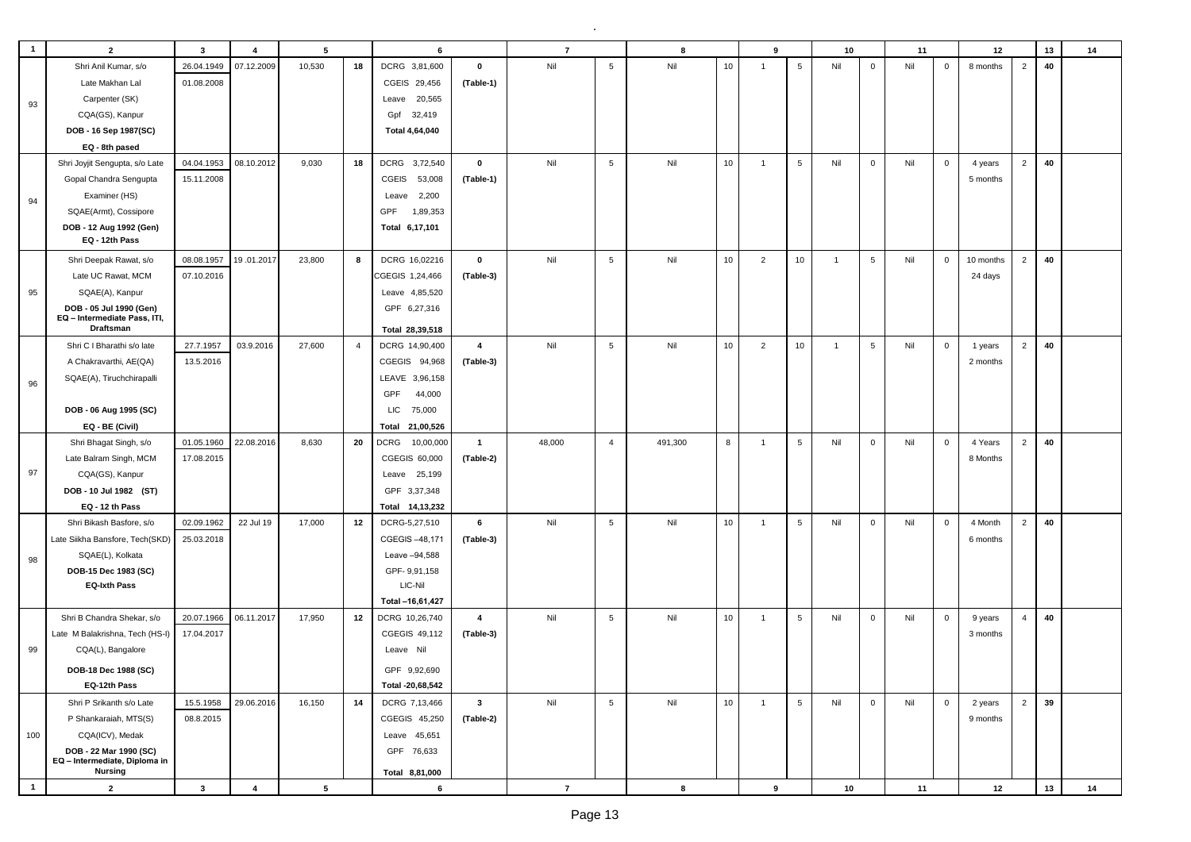| 1 | 2 | 3 | 4 | 5 | | 6 | | 7 | | 8 | | 9 | | 10 | | 11 | | 12 | | 13 | 14 |
|---|---|---|---|---|---|---|---|---|---|---|---|---|---|---|---|---|---|---|---|---|---|
| 93 | Shri Anil Kumar, s/o Late Makhan Lal Carpenter (SK) CQA(GS), Kanpur **DOB - 16 Sep 1987(SC)** **EQ - 8th pased** | 26.04.1949 01.08.2008 | 07.12.2009 | 10,530 | 18 | DCRG 3,81,600 CGEIS 29,456 Leave 20,565 Gpf 32,419 **Total 4,64,040** | **0** **(Table-1)** | Nil | 5 | Nil | 10 | 1 | 5 | Nil | 0 | Nil | 0 | 8 months | 2 | **40** | |
| 94 | Shri Joyjit Sengupta, s/o Late Gopal Chandra Sengupta Examiner (HS) SQAE(Armt), Cossipore **DOB - 12 Aug 1992 (Gen)** **EQ - 12th Pass** | 04.04.1953 15.11.2008 | 08.10.2012 | 9,030 | 18 | DCRG 3,72,540 CGEIS 53,008 Leave 2,200 GPF 1,89,353 **Total 6,17,101** | **0** **(Table-1)** | Nil | 5 | Nil | 10 | 1 | 5 | Nil | 0 | Nil | 0 | 4 years 5 months | 2 | **40** | |
| 95 | Shri Deepak Rawat, s/o Late UC Rawat, MCM SQAE(A), Kanpur **DOB - 05 Jul 1990 (Gen)** **EQ – Intermediate Pass, ITI, Draftsman** | 08.08.1957 07.10.2016 | 19 .01.2017 | 23,800 | 8 | DCRG 16,02216 CGEGIS 1,24,466 Leave 4,85,520 GPF 6,27,316 **Total 28,39,518** | **0** **(Table-3)** | Nil | 5 | Nil | 10 | 2 | 10 | 1 | 5 | Nil | 0 | 10 months 24 days | 2 | **40** | |
| 96 | Shri C I Bharathi s/o late A Chakravarthi, AE(QA) SQAE(A), Tiruchchirapalli **DOB - 06 Aug 1995 (SC)** **EQ - BE (Civil)** | 27.7.1957 13.5.2016 | 03.9.2016 | 27,600 | 4 | DCRG 14,90,400 CGEGIS 94,968 LEAVE 3,96,158 GPF 44,000 LIC 75,000 **Total 21,00,526** | **4** **(Table-3)** | Nil | 5 | Nil | 10 | 2 | 10 | 1 | 5 | Nil | 0 | 1 years 2 months | 2 | **40** | |
| 97 | Shri Bhagat Singh, s/o Late Balram Singh, MCM CQA(GS), Kanpur **DOB - 10 Jul 1982 (ST)** **EQ - 12 th Pass** | 01.05.1960 17.08.2015 | 22.08.2016 | 8,630 | 20 | DCRG 10,00,000 CGEGIS 60,000 Leave 25,199 GPF 3,37,348 **Total 14,13,232** | **1** **(Table-2)** | 48,000 | 4 | 491,300 | 8 | 1 | 5 | Nil | 0 | Nil | 0 | 4 Years 8 Months | 2 | **40** | |
| 98 | Shri Bikash Basfore, s/o Late Siikha Bansfore, Tech(SKD) SQAE(L), Kolkata **DOB-15 Dec 1983 (SC)** **EQ-Ixth Pass** | 02.09.1962 25.03.2018 | 22 Jul 19 | 17,000 | 12 | DCRG-5,27,510 CGEGIS –48,171 Leave –94,588 GPF- 9,91,158 LIC-Nil Total –16,61,427 | **6** **(Table-3)** | Nil | 5 | Nil | 10 | 1 | 5 | Nil | 0 | Nil | 0 | 4 Month 6 months | 2 | **40** | |
| 99 | Shri B Chandra Shekar, s/o Late M Balakrishna, Tech (HS-I) CQA(L), Bangalore **DOB-18 Dec 1988 (SC)** **EQ-12th Pass** | 20.07.1966 17.04.2017 | 06.11.2017 | 17,950 | 12 | DCRG 10,26,740 CGEGIS 49,112 Leave Nil GPF 9,92,690 Total -20,68,542 | **4** **(Table-3)** | Nil | 5 | Nil | 10 | 1 | 5 | Nil | 0 | Nil | 0 | 9 years 3 months | 4 | **40** | |
| 100 | Shri P Srikanth s/o Late P Shankaraiah, MTS(S) CQA(ICV), Medak **DOB - 22 Mar 1990 (SC)** **EQ – Intermediate, Diploma in Nursing** | 15.5.1958 08.8.2015 | 29.06.2016 | 16,150 | 14 | DCRG 7,13,466 CGEGIS 45,250 Leave 45,651 GPF 76,633 **Total 8,81,000** | **3** **(Table-2)** | Nil | 5 | Nil | 10 | 1 | 5 | Nil | 0 | Nil | 0 | 2 years 9 months | 2 | **39** | |
| **1** | **2** | **3** | **4** | **5** | | **6** | | **7** | | **8** | | **9** | | **10** | | **11** | | **12** | | **13** | **14** |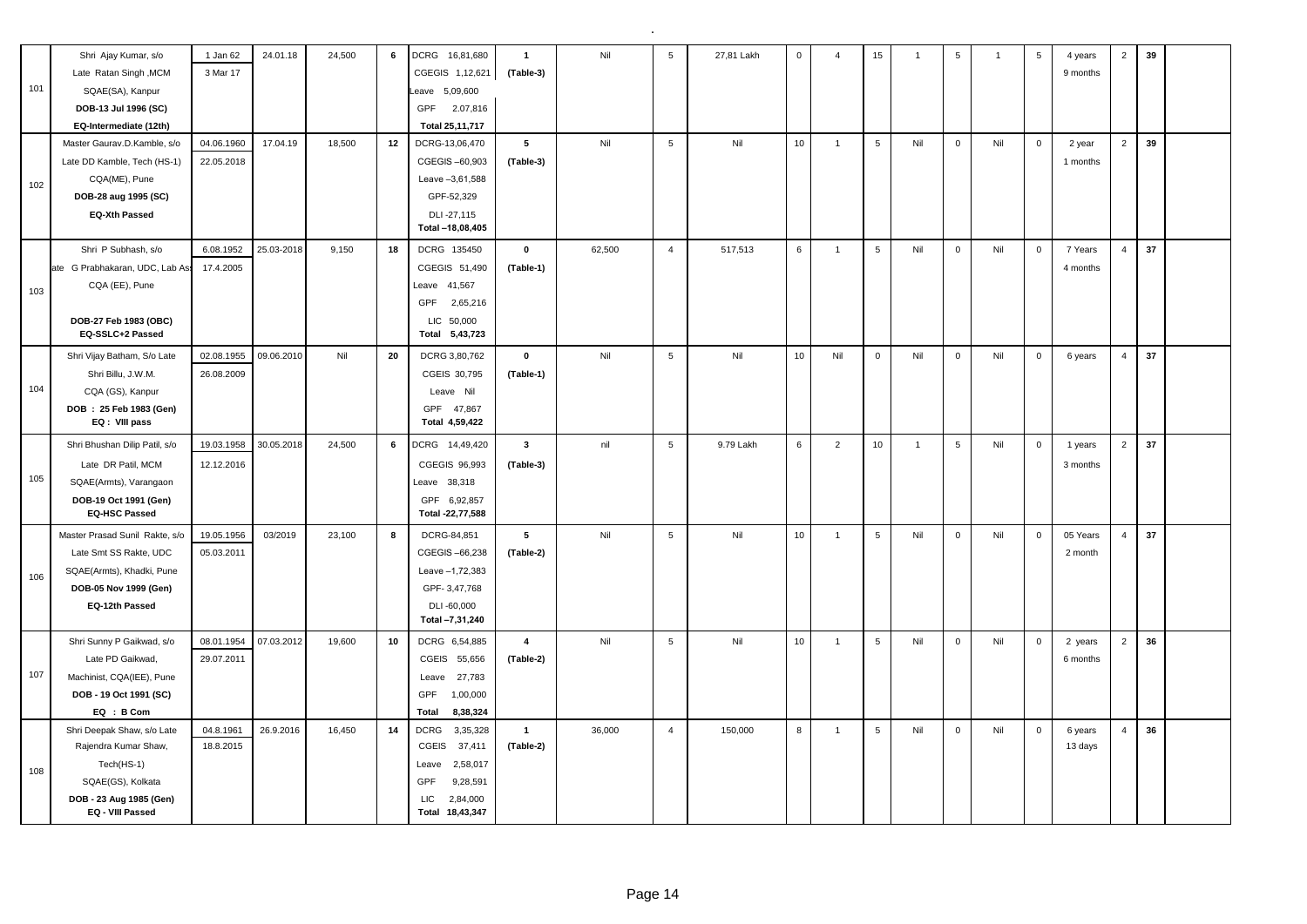| | | | | | | | | | | | | | | | | | | | | | | | |
|---|---|---|---|---|---|---|---|---|---|---|---|---|---|---|---|---|---|---|---|---|---|---|---|
| 101 | Shri Ajay Kumar, s/o Late Ratan Singh ,MCM SQAE(SA), Kanpur **DOB-13 Jul 1996 (SC)** **EQ-Intermediate (12th)** | 1 Jan 62 3 Mar 17 | 24.01.18 | 24,500 | **6** | DCRG 16,81,680 CGEGIS 1,12,621 Leave 5,09,600 GPF 2,07,816 **Total 25,11,717** | **1** **(Table-3)** | Nil | 5 | 27,81 Lakh | 0 | 4 | 15 | 1 | 5 | 1 | 5 | 4 years 9 months | 2 | **39** | |
| 102 | Master Gaurav.D.Kamble, s/o Late DD Kamble, Tech (HS-1) CQA(ME), Pune **DOB-28 aug 1995 (SC)** **EQ-Xth Passed** | 04.06.1960 22.05.2018 | 17.04.19 | 18,500 | **12** | DCRG-13,06,470 CGEGIS –60,903 Leave –3,61,588 GPF-52,329 DLI -27,115 **Total –18,08,405** | **5** **(Table-3)** | Nil | 5 | Nil | 10 | 1 | 5 | Nil | 0 | Nil | 0 | 2 year 1 months | 2 | **39** | |
| 103 | Shri P Subhash, s/o Late G Prabhakaran, UDC, Lab Ass CQA (EE), Pune **DOB-27 Feb 1983 (OBC)** **EQ-SSLC+2 Passed** | 6.08.1952 17.4.2005 | 25-03-2018 | 9,150 | **18** | DCRG 135450 CGEGIS 51,490 Leave 41,567 GPF 2,65,216 LIC 50,000 **Total 5,43,723** | **0** **(Table-1)** | 62,500 | 4 | 517,513 | 6 | 1 | 5 | Nil | 0 | Nil | 0 | 7 Years 4 months | 4 | **37** | |
| 104 | Shri Vijay Batham, S/o Late Shri Billu, J.W.M. CQA (GS), Kanpur **DOB : 25 Feb 1983 (Gen)** **EQ : VIII pass** | 02.08.1955 26.08.2009 | 09.06.2010 | Nil | **20** | DCRG 3,80,762 CGEIS 30,795 Leave Nil GPF 47,867 **Total 4,59,422** | **0** **(Table-1)** | Nil | 5 | Nil | 10 | Nil | 0 | Nil | 0 | Nil | 0 | 6 years | 4 | **37** | |
| 105 | Shri Bhushan Dilip Patil, s/o Late DR Patil, MCM SQAE(Armts), Varangaon **DOB-19 Oct 1991 (Gen)** **EQ-HSC Passed** | 19.03.1958 12.12.2016 | 30.05.2018 | 24,500 | **6** | DCRG 14,49,420 CGEGIS 96,993 Leave 38,318 GPF 6,92,857 **Total -22,77,588** | **3** **(Table-3)** | nil | 5 | 9.79 Lakh | 6 | 2 | 10 | 1 | 5 | Nil | 0 | 1 years 3 months | 2 | **37** | |
| 106 | Master Prasad Sunil Rakte, s/o Late Smt SS Rakte, UDC SQAE(Armts), Khadki, Pune **DOB-05 Nov 1999 (Gen)** **EQ-12th Passed** | 19.05.1956 05.03.2011 | 03/2019 | 23,100 | **8** | DCRG-84,851 CGEGIS –66,238 Leave –1,72,383 GPF- 3,47,768 DLI -60,000 **Total –7,31,240** | **5** **(Table-2)** | Nil | 5 | Nil | 10 | 1 | 5 | Nil | 0 | Nil | 0 | 05 Years 2 month | 4 | **37** | |
| 107 | Shri Sunny P Gaikwad, s/o Late PD Gaikwad, Machinist, CQA(IEE), Pune **DOB - 19 Oct 1991 (SC)** **EQ : B Com** | 08.01.1954 29.07.2011 | 07.03.2012 | 19,600 | **10** | DCRG 6,54,885 CGEIS 55,656 Leave 27,783 GPF 1,00,000 **Total 8,38,324** | **4** **(Table-2)** | Nil | 5 | Nil | 10 | 1 | 5 | Nil | 0 | Nil | 0 | 2 years 6 months | 2 | **36** | |
| 108 | Shri Deepak Shaw, s/o Late Rajendra Kumar Shaw, Tech(HS-1) SQAE(GS), Kolkata **DOB - 23 Aug 1985 (Gen)** **EQ - VIII Passed** | 04.8.1961 18.8.2015 | 26.9.2016 | 16,450 | **14** | DCRG 3,35,328 CGEIS 37,411 Leave 2,58,017 GPF 9,28,591 LIC 2,84,000 **Total 18,43,347** | **1** **(Table-2)** | 36,000 | 4 | 150,000 | 8 | 1 | 5 | Nil | 0 | Nil | 0 | 6 years 13 days | 4 | **36** | |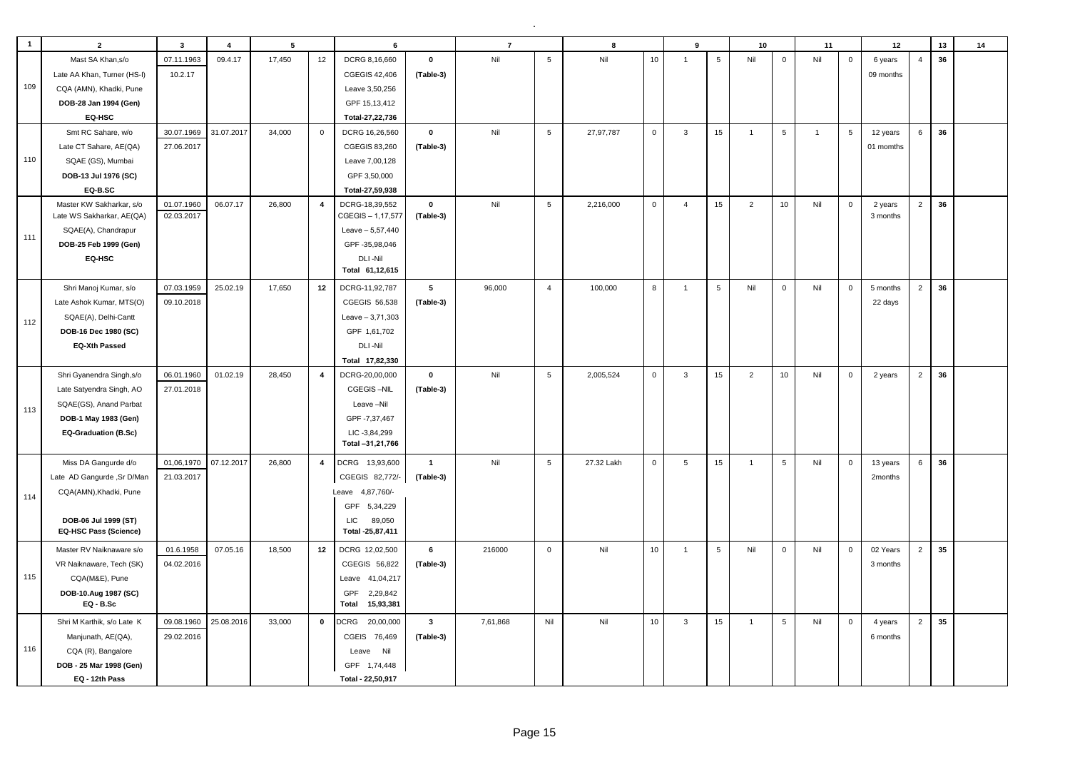| 1 | 2 | 3 | 4 | 5 | | 6 | | 7 | | 8 | | 9 | | 10 | | 11 | | 12 | | 13 | 14 |
|---|---|---|---|---|---|---|---|---|---|---|---|---|---|---|---|---|---|---|---|---|---|
| 109 | Mast SA Khan,s/o<br>Late AA Khan, Turner (HS-I)<br>CQA (AMN), Khadki, Pune<br>**DOB-28 Jan 1994 (Gen)**<br>**EQ-HSC** | 07.11.1963<br>10.2.17 | 09.4.17 | 17,450 | 12 | DCRG 8,16,660<br>CGEGIS 42,406<br>Leave 3,50,256<br>GPF 15,13,412<br>Total-27,22,736 | **0**<br>**(Table-3)** | Nil | 5 | Nil | 10 | 1 | 5 | Nil | 0 | Nil | 0 | 6 years<br>09 months | 4 | **36** | |
| 110 | Smt RC Sahare, w/o<br>Late CT Sahare, AE(QA)<br>SQAE (GS), Mumbai<br>**DOB-13 Jul 1976 (SC)**<br>**EQ-B.SC** | 30.07.1969<br>27.06.2017 | 31.07.2017 | 34,000 | 0 | DCRG 16,26,560<br>CGEGIS 83,260<br>Leave 7,00,128<br>GPF 3,50,000<br>Total-27,59,938 | **0**<br>**(Table-3)** | Nil | 5 | 27,97,787 | 0 | 3 | 15 | 1 | 5 | 1 | 5 | 12 years<br>01 momths | 6 | **36** | |
| 111 | Master KW Sakharkar, s/o<br>Late WS Sakharkar, AE(QA)<br>SQAE(A), Chandrapur<br>**DOB-25 Feb 1999 (Gen)**<br>**EQ-HSC** | 01.07.1960<br>02.03.2017 | 06.07.17 | 26,800 | **4** | DCRG-18,39,552<br>CGEGIS – 1,17,577<br>Leave – 5,57,440<br>GPF -35,98,046<br>DLI -Nil<br>Total 61,12,615 | **0**<br>**(Table-3)** | Nil | 5 | 2,216,000 | 0 | 4 | 15 | 2 | 10 | Nil | 0 | 2 years<br>3 months | 2 | **36** | |
| 112 | Shri Manoj Kumar, s/o<br>Late Ashok Kumar, MTS(O)<br>SQAE(A), Delhi-Cantt<br>**DOB-16 Dec 1980 (SC)**<br>**EQ-Xth Passed** | 07.03.1959<br>09.10.2018 | 25.02.19 | 17,650 | **12** | DCRG-11,92,787<br>CGEGIS 56,538<br>Leave – 3,71,303<br>GPF 1,61,702<br>DLI -Nil<br>Total 17,82,330 | **5**<br>**(Table-3)** | 96,000 | 4 | 100,000 | 8 | 1 | 5 | Nil | 0 | Nil | 0 | 5 months<br>22 days | 2 | **36** | |
| 113 | Shri Gyanendra Singh,s/o<br>Late Satyendra Singh, AO<br>SQAE(GS), Anand Parbat<br>**DOB-1 May 1983 (Gen)**<br>**EQ-Graduation (B.Sc)** | 06.01.1960<br>27.01.2018 | 01.02.19 | 28,450 | **4** | DCRG-20,00,000<br>CGEGIS –NIL<br>Leave –Nil<br>GPF -7,37,467<br>LIC -3,84,299<br>Total –31,21,766 | **0**<br>**(Table-3)** | Nil | 5 | 2,005,524 | 0 | 3 | 15 | 2 | 10 | Nil | 0 | 2 years | 2 | **36** | |
| 114 | Miss DA Gangurde d/o<br>Late AD Gangurde ,Sr D/Man<br>CQA(AMN),Khadki, Pune<br>**DOB-06 Jul 1999 (ST)**<br>**EQ-HSC Pass (Science)** | 01,06,1970<br>21.03.2017 | 07.12.2017 | 26,800 | **4** | DCRG 13,93,600<br>CGEGIS 82,772/-<br>Leave 4,87,760/-<br>GPF 5,34,229<br>LIC 89,050<br>Total -25,87,411 | **1**<br>**(Table-3)** | Nil | 5 | 27.32 Lakh | 0 | 5 | 15 | 1 | 5 | Nil | 0 | 13 years<br>2months | 6 | **36** | |
| 115 | Master RV Naiknaware s/o<br>VR Naiknaware, Tech (SK)<br>CQA(M&E), Pune<br>**DOB-10.Aug 1987 (SC)**<br>**EQ - B.Sc** | 01.6.1958<br>04.02.2016 | 07.05.16 | 18,500 | **12** | DCRG 12,02,500<br>CGEGIS 56,822<br>Leave 41,04,217<br>GPF 2,29,842<br>**Total 15,93,381** | **6**<br>**(Table-3)** | 216000 | 0 | Nil | 10 | 1 | 5 | Nil | 0 | Nil | 0 | 02 Years<br>3 months | 2 | **35** | |
| 116 | Shri M Karthik, s/o Late K<br>Manjunath, AE(QA),<br>CQA (R), Bangalore<br>**DOB - 25 Mar 1998 (Gen)**<br>**EQ - 12th Pass** | 09.08.1960<br>29.02.2016 | 25.08.2016 | 33,000 | **0** | DCRG 20,00,000<br>CGEIS 76,469<br>Leave Nil<br>GPF 1,74,448<br>**Total - 22,50,917** | **3**<br>**(Table-3)** | 7,61,868 | Nil | Nil | 10 | 3 | 15 | 1 | 5 | Nil | 0 | 4 years<br>6 months | 2 | **35** | |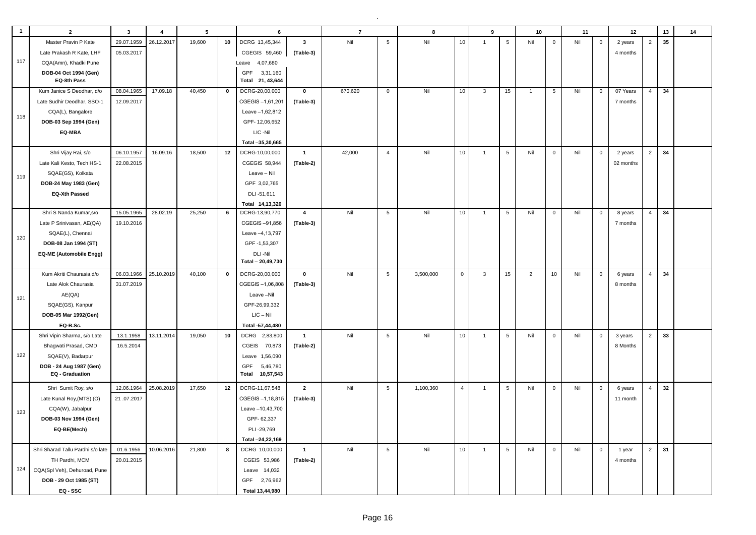| 1 | 2 | 3 | 4 | 5 | | 6 | | 7 | | 8 | | 9 | | 10 | | 11 | | 12 | | 13 | 14 |
|---|---|---|---|---|---|---|---|---|---|---|---|---|---|---|---|---|---|---|---|---|---|
| 117 | Master Pravin P Kate<br>Late Prakash R Kate, LHF<br>CQA(Amn), Khadki Pune<br>**DOB-04 Oct 1994 (Gen)**<br>**EQ-8th Pass** | 29.07.1959<br>05.03.2017 | 26.12.2017 | 19,600 | **10** | DCRG 13,45,344<br>CGEGIS 59,460<br>Leave 4,07,680<br>GPF 3,31,160<br>**Total 21, 43,644** | **3**<br>**(Table-3)** | Nil | 5 | Nil | 10 | 1 | 5 | Nil | 0 | Nil | 0 | 2 years<br>4 months | 2 | **35** | |
| 118 | Kum Janice S Deodhar, d/o<br>Late Sudhir Deodhar, SSO-1<br>CQA(L), Bangalore<br>**DOB-03 Sep 1994 (Gen)**<br>**EQ-MBA** | 08.04.1965<br>12.09.2017 | 17.09.18 | 40,450 | **0** | DCRG-20,00,000<br>CGEGIS –1,61,201<br>Leave –1,62,812<br>GPF- 12,06,652<br>LIC -Nil<br>**Total –35,30,665** | **0**<br>**(Table-3)** | 670,620 | 0 | Nil | 10 | 3 | 15 | 1 | 5 | Nil | 0 | 07 Years<br>7 months | 4 | **34** | |
| 119 | Shri Vijay Rai, s/o<br>Late Kali Kesto, Tech HS-1<br>SQAE(GS), Kolkata<br>**DOB-24 May 1983 (Gen)**<br>**EQ-Xth Passed** | 06.10.1957<br>22.08.2015 | 16.09.16 | 18,500 | **12** | DCRG-10,00,000<br>CGEGIS 58,944<br>Leave – Nil<br>GPF 3,02,765<br>DLI -51,611<br>**Total 14,13,320** | **1**<br>**(Table-2)** | 42,000 | 4 | Nil | 10 | 1 | 5 | Nil | 0 | Nil | 0 | 2 years<br>02 months | 2 | **34** | |
| 120 | Shri S Nanda Kumar,s/o<br>Late P Srinivasan, AE(QA)<br>SQAE(L), Chennai<br>**DOB-08 Jan 1994 (ST)**<br>**EQ-ME (Automobile Engg)** | 15.05.1965<br>19.10.2016 | 28.02.19 | 25,250 | **6** | DCRG-13,90,770<br>CGEGIS –91,856<br>Leave –4,13,797<br>GPF -1,53,307<br>DLI -Nil<br>**Total – 20,49,730** | **4**<br>**(Table-3)** | Nil | 5 | Nil | 10 | 1 | 5 | Nil | 0 | Nil | 0 | 8 years<br>7 months | 4 | **34** | |
| 121 | Kum Akriti Chaurasia,d/o<br>Late Alok Chaurasia<br>AE(QA)<br>SQAE(GS), Kanpur<br>**DOB-05 Mar 1992(Gen)**<br>**EQ-B.Sc.** | 06.03.1966<br>31.07.2019 | 25.10.2019 | 40,100 | **0** | DCRG-20,00,000<br>CGEGIS –1,06,808<br>Leave –Nil<br>GPF-26,99,332<br>LIC – Nil<br>**Total -57,44,480** | **0**<br>**(Table-3)** | Nil | 5 | 3,500,000 | 0 | 3 | 15 | 2 | 10 | Nil | 0 | 6 years<br>8 months | 4 | **34** | |
| 122 | Shri Vipin Sharma, s/o Late<br>Bhagwati Prasad, CMD<br>SQAE(V), Badarpur<br>**DOB - 24 Aug 1987 (Gen)**<br>**EQ - Graduation** | 13.1.1958<br>16.5.2014 | 13.11.2014 | 19,050 | **10** | DCRG 2,83,800<br>CGEIS 70,873<br>Leave 1,56,090<br>GPF 5,46,780<br>**Total 10,57,543** | **1**<br>**(Table-2)** | Nil | 5 | Nil | 10 | 1 | 5 | Nil | 0 | Nil | 0 | 3 years<br>8 Months | 2 | **33** | |
| 123 | Shri Sumit Roy, s/o<br>Late Kunal Roy,(MTS) (O)<br>CQA(W), Jabalpur<br>**DOB-03 Nov 1994 (Gen)**<br>**EQ-BE(Mech)** | 12.06.1964<br>21 .07.2017 | 25.08.2019 | 17,650 | **12** | DCRG-11,67,548<br>CGEGIS –1,18,815<br>Leave –10,43,700<br>GPF- 62,337<br>PLI -29,769<br>**Total –24,22,169** | **2**<br>**(Table-3)** | Nil | 5 | 1,100,360 | 4 | 1 | 5 | Nil | 0 | Nil | 0 | 6 years<br>11 month | 4 | **32** | |
| 124 | Shri Sharad Tallu Pardhi s/o late<br>TH Pardhi, MCM<br>CQA(Spl Veh), Dehuroad, Pune<br>**DOB - 29 Oct 1985 (ST)**<br>**EQ - SSC** | 01.6.1956<br>20.01.2015 | 10.06.2016 | 21,800 | **8** | DCRG 10,00,000<br>CGEIS 53,986<br>Leave 14,032<br>GPF 2,76,962<br>**Total 13,44,980** | **1**<br>**(Table-2)** | Nil | 5 | Nil | 10 | 1 | 5 | Nil | 0 | Nil | 0 | 1 year<br>4 months | 2 | **31** | |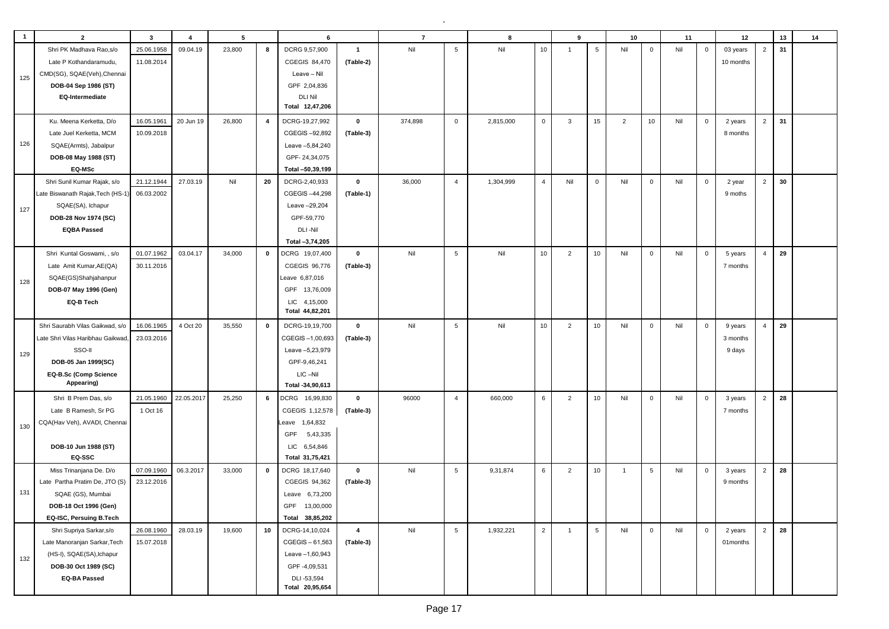| 1 | 2 | 3 | 4 | 5 | | 6 | | 7 | | 8 | | 9 | | 10 | | 11 | | 12 | | 13 | 14 |
|---|---|---|---|---|---|---|---|---|---|---|---|---|---|---|---|---|---|---|---|---|---|
| 125 | Shri PK Madhava Rao,s/o Late P Kothandaramudu, CMD(SG), SQAE(Veh),Chennai **DOB-04 Sep 1986 (ST)** **EQ-Intermediate** | 25.06.1958 11.08.2014 | 09.04.19 | 23,800 | 8 | DCRG 9,57,900 CGEGIS 84,470 Leave – Nil GPF 2,04,836 DLI Nil **Total 12,47,206** | 1 (Table-2) | Nil | 5 | Nil | 10 | 1 | 5 | Nil | 0 | Nil | 0 | 03 years 10 months | 2 | 31 | |
| 126 | Ku. Meena Kerketta, D/o Late Juel Kerketta, MCM SQAE(Armts), Jabalpur **DOB-08 May 1988 (ST)** **EQ-MSc** | 16.05.1961 10.09.2018 | 20 Jun 19 | 26,800 | 4 | DCRG-19,27,992 CGEGIS –92,892 Leave –5,84,240 GPF- 24,34,075 **Total –50,39,199** | 0 (Table-3) | 374,898 | 0 | 2,815,000 | 0 | 3 | 15 | 2 | 10 | Nil | 0 | 2 years 8 months | 2 | 31 | |
| 127 | Shri Sunil Kumar Rajak, s/o Late Biswanath Rajak,Tech (HS-1) SQAE(SA), Ichapur **DOB-28 Nov 1974 (SC)** **EQBA Passed** | 21.12.1944 06.03.2002 | 27.03.19 | Nil | 20 | DCRG-2,40,933 CGEGIS –44,298 Leave –29,204 GPF-59,770 DLI -Nil **Total –3,74,205** | 0 (Table-1) | 36,000 | 4 | 1,304,999 | 4 | Nil | 0 | Nil | 0 | Nil | 0 | 2 year 9 moths | 2 | 30 | |
| 128 | Shri Kuntal Goswami, , s/o Late Amit Kumar,AE(QA) SQAE(GS)Shahjahanpur **DOB-07 May 1996 (Gen)** **EQ-B Tech** | 01.07.1962 30.11.2016 | 03.04.17 | 34,000 | 0 | DCRG 19,07,400 CGEGIS 96,776 Leave 6,87,016 GPF 13,76,009 LIC 4,15,000 **Total 44,82,201** | 0 (Table-3) | Nil | 5 | Nil | 10 | 2 | 10 | Nil | 0 | Nil | 0 | 5 years 7 months | 4 | 29 | |
| 129 | Shri Saurabh Vilas Gaikwad, s/o Late Shri Vilas Haribhau Gaikwad, SSO-II **DOB-05 Jan 1999(SC)** **EQ-B.Sc (Comp Science Appearing)** | 16.06.1965 23.03.2016 | 4 Oct 20 | 35,550 | 0 | DCRG-19,19,700 CGEGIS –1,00,693 Leave –5,23,979 GPF-9,46,241 LIC –Nil **Total -34,90,613** | 0 (Table-3) | Nil | 5 | Nil | 10 | 2 | 10 | Nil | 0 | Nil | 0 | 9 years 3 months 9 days | 4 | 29 | |
| 130 | Shri B Prem Das, s/o Late B Ramesh, Sr PG CQA(Hav Veh), AVADI, Chennai **DOB-10 Jun 1988 (ST)** **EQ-SSC** | 21.05.1960 1 Oct 16 | 22.05.2017 | 25,250 | 6 | DCRG 16,99,830 CGEGIS 1,12,578 Leave 1,64,832 GPF 5,43,335 LIC 6,54,846 **Total 31,75,421** | 0 (Table-3) | 96000 | 4 | 660,000 | 6 | 2 | 10 | Nil | 0 | Nil | 0 | 3 years 7 months | 2 | 28 | |
| 131 | Miss Trinanjana De. D/o Late Partha Pratim De, JTO (S) SQAE (GS), Mumbai **DOB-18 Oct 1996 (Gen)** **EQ-ISC, Persuing B.Tech** | 07.09.1960 23.12.2016 | 06.3.2017 | 33,000 | 0 | DCRG 18,17,640 CGEGIS 94,362 Leave 6,73,200 GPF 13,00,000 **Total 38,85,202** | 0 (Table-3) | Nil | 5 | 9,31,874 | 6 | 2 | 10 | 1 | 5 | Nil | 0 | 3 years 9 months | 2 | 28 | |
| 132 | Shri Supriya Sarkar,s/o Late Manoranjan Sarkar,Tech (HS-I), SQAE(SA),Ichapur **DOB-30 Oct 1989 (SC)** **EQ-BA Passed** | 26.08.1960 15.07.2018 | 28.03.19 | 19,600 | 10 | DCRG-14,10,024 CGEGIS – 61,563 Leave –1,60,943 GPF -4,09,531 DLI -53,594 **Total 20,95,654** | 4 (Table-3) | Nil | 5 | 1,932,221 | 2 | 1 | 5 | Nil | 0 | Nil | 0 | 2 years 01months | 2 | 28 | |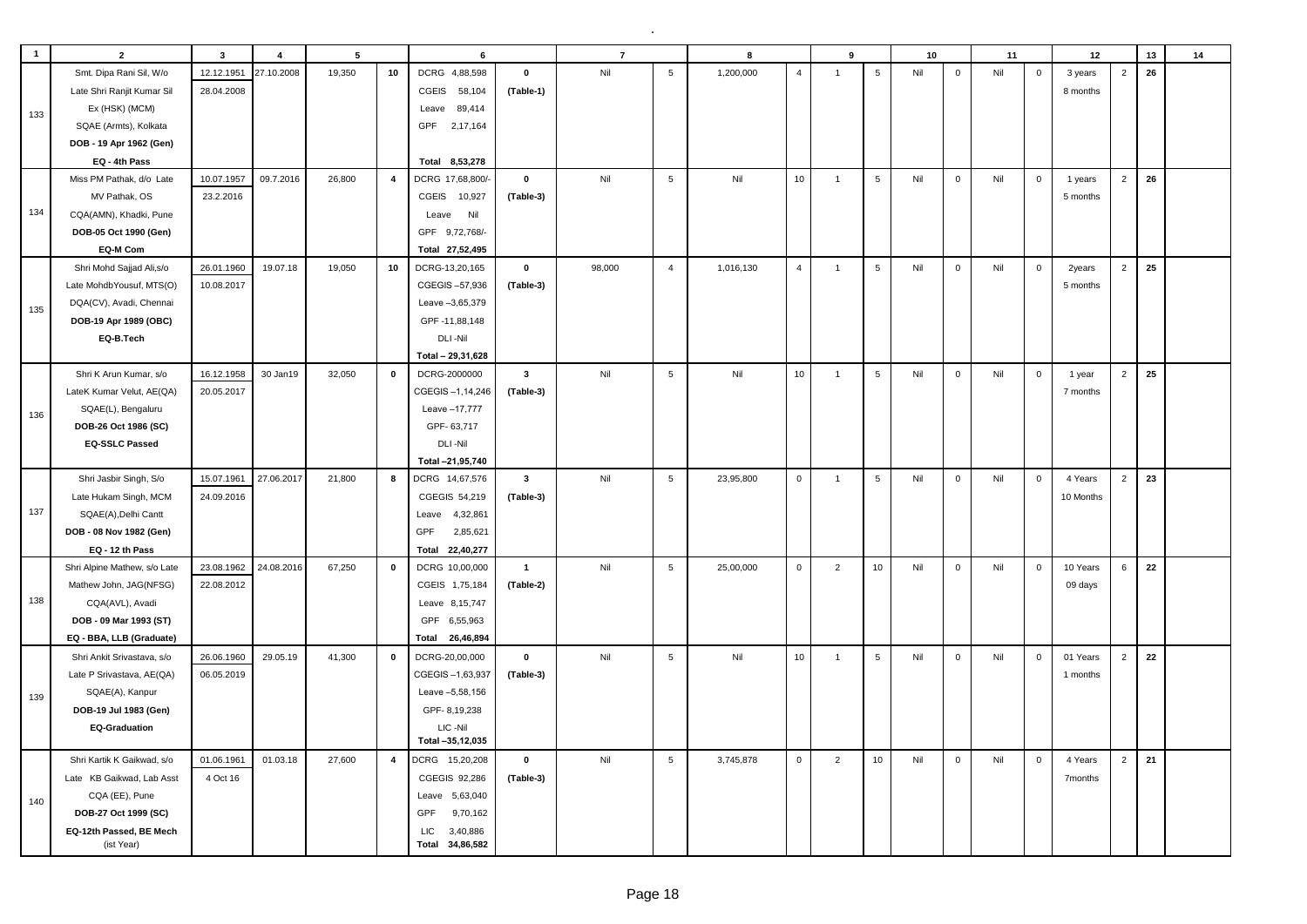| 1 | 2 | 3 | 4 | 5 | | 6 | | 7 | | 8 | | 9 | | 10 | | 11 | | 12 | | 13 | 14 |
|---|---|---|---|---|---|---|---|---|---|---|---|---|---|---|---|---|---|---|---|---|---|
| 133 | Smt. Dipa Rani Sil, W/o<br>Late Shri Ranjit Kumar Sil<br>Ex (HSK) (MCM)<br>SQAE (Armts), Kolkata<br>**DOB - 19 Apr 1962 (Gen)**<br>**EQ - 4th Pass** | 12.12.1951<br>28.04.2008 | 27.10.2008 | 19,350 | **10** | DCRG 4,88,598<br>CGEIS 58,104<br>Leave 89,414<br>GPF 2,17,164<br>**Total 8,53,278** | **0**<br>**(Table-1)** | Nil | 5 | 1,200,000 | 4 | 1 | 5 | Nil | 0 | Nil | 0 | 3 years<br>8 months | 2 | **26** | |
| 134 | Miss PM Pathak, d/o Late<br>MV Pathak, OS<br>CQA(AMN), Khadki, Pune<br>**DOB-05 Oct 1990 (Gen)**<br>**EQ-M Com** | 10.07.1957<br>23.2.2016 | 09.7.2016 | 26,800 | **4** | DCRG 17,68,800/-<br>CGEIS 10,927<br>Leave Nil<br>GPF 9,72,768/-<br>**Total 27,52,495** | **0**<br>**(Table-3)** | Nil | 5 | Nil | 10 | 1 | 5 | Nil | 0 | Nil | 0 | 1 years<br>5 months | 2 | **26** | |
| 135 | Shri Mohd Sajjad Ali,s/o<br>Late MohdbYousuf, MTS(O)<br>DQA(CV), Avadi, Chennai<br>**DOB-19 Apr 1989 (OBC)**<br>**EQ-B.Tech** | 26.01.1960<br>10.08.2017 | 19.07.18 | 19,050 | **10** | DCRG-13,20,165<br>CGEGIS –57,936<br>Leave –3,65,379<br>GPF -11,88,148<br>DLI -Nil<br>Total – 29,31,628 | **0**<br>**(Table-3)** | 98,000 | 4 | 1,016,130 | 4 | 1 | 5 | Nil | 0 | Nil | 0 | 2years<br>5 months | 2 | **25** | |
| 136 | Shri K Arun Kumar, s/o<br>LateK Kumar Velut, AE(QA)<br>SQAE(L), Bengaluru<br>**DOB-26 Oct 1986 (SC)**<br>**EQ-SSLC Passed** | 16.12.1958<br>20.05.2017 | 30 Jan19 | 32,050 | **0** | DCRG-2000000<br>CGEGIS –1,14,246<br>Leave –17,777<br>GPF- 63,717<br>DLI -Nil<br>Total –21,95,740 | **3**<br>**(Table-3)** | Nil | 5 | Nil | 10 | 1 | 5 | Nil | 0 | Nil | 0 | 1 year<br>7 months | 2 | **25** | |
| 137 | Shri Jasbir Singh, S/o<br>Late Hukam Singh, MCM<br>SQAE(A),Delhi Cantt<br>**DOB - 08 Nov 1982 (Gen)**<br>**EQ - 12 th Pass** | 15.07.1961<br>24.09.2016 | 27.06.2017 | 21,800 | **8** | DCRG 14,67,576<br>CGEGIS 54,219<br>Leave 4,32,861<br>GPF 2,85,621<br>**Total 22,40,277** | **3**<br>**(Table-3)** | Nil | 5 | 23,95,800 | 0 | 1 | 5 | Nil | 0 | Nil | 0 | 4 Years<br>10 Months | 2 | **23** | |
| 138 | Shri Alpine Mathew, s/o Late<br>Mathew John, JAG(NFSG)<br>CQA(AVL), Avadi<br>**DOB - 09 Mar 1993 (ST)**<br>**EQ - BBA, LLB (Graduate)** | 23.08.1962<br>22.08.2012 | 24.08.2016 | 67,250 | **0** | DCRG 10,00,000<br>CGEIS 1,75,184<br>Leave 8,15,747<br>GPF 6,55,963<br>**Total 26,46,894** | **1**<br>**(Table-2)** | Nil | 5 | 25,00,000 | 0 | 2 | 10 | Nil | 0 | Nil | 0 | 10 Years<br>09 days | 6 | **22** | |
| 139 | Shri Ankit Srivastava, s/o<br>Late P Srivastava, AE(QA)<br>SQAE(A), Kanpur<br>**DOB-19 Jul 1983 (Gen)**<br>**EQ-Graduation** | 26.06.1960<br>06.05.2019 | 29.05.19 | 41,300 | **0** | DCRG-20,00,000<br>CGEGIS –1,63,937<br>Leave –5,58,156<br>GPF- 8,19,238<br>LIC -Nil<br>Total –35,12,035 | **0**<br>**(Table-3)** | Nil | 5 | Nil | 10 | 1 | 5 | Nil | 0 | Nil | 0 | 01 Years<br>1 months | 2 | **22** | |
| 140 | Shri Kartik K Gaikwad, s/o<br>Late KB Gaikwad, Lab Asst<br>CQA (EE), Pune<br>**DOB-27 Oct 1999 (SC)**<br>**EQ-12th Passed, BE Mech** (ist Year) | 01.06.1961<br>4 Oct 16 | 01.03.18 | 27,600 | **4** | DCRG 15,20,208<br>CGEGIS 92,286<br>Leave 5,63,040<br>GPF 9,70,162<br>LIC 3,40,886<br>**Total 34,86,582** | **0**<br>**(Table-3)** | Nil | 5 | 3,745,878 | 0 | 2 | 10 | Nil | 0 | Nil | 0 | 4 Years<br>7months | 2 | **21** | |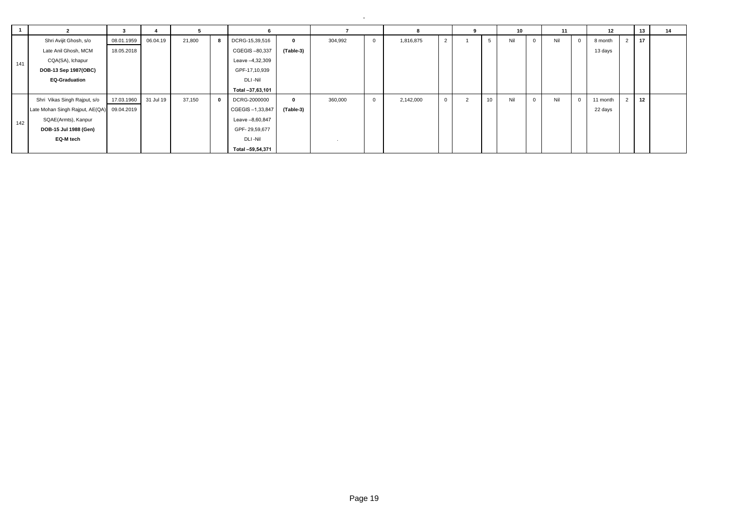| 1 | 2 | 3 | 4 | 5 | | 6 | | 7 | | 8 | | 9 | | 10 | | 11 | | 12 | | 13 | 14 |
|---|---|---|---|---|---|---|---|---|---|---|---|---|---|---|---|---|---|---|---|---|---|
| 141 | Shri Avijit Ghosh, s/o<br>Late Anil Ghosh, MCM<br>CQA(SA), Ichapur<br>**DOB-13 Sep 1987(OBC)**<br>**EQ-Graduation** | 08.01.1959<br>18.05.2018 | 06.04.19 | 21,800 | **8** | DCRG-15,39,516<br>CGEGIS –80,337<br>Leave –4,32,309<br>GPF-17,10,939<br>DLI -Nil<br>**Total –37,63,101** | **0**<br>**(Table-3)** | 304,992 | 0 | 1,816,875 | 2 | 1 | 5 | Nil | 0 | Nil | 0 | 8 month<br>13 days | 2 | **17** | |
| 142 | Shri Vikas Singh Rajput, s/o<br>Late Mohan Singh Rajput, AE(QA)<br>SQAE(Armts), Kanpur<br>**DOB-15 Jul 1988 (Gen)**<br>**EQ-M tech** | 17.03.1960<br>09.04.2019 | 31 Jul 19 | 37,150 | **0** | DCRG-2000000<br>CGEGIS –1,33,847<br>Leave –8,60,847<br>GPF- 29,59,677<br>DLI -Nil<br>**Total –59,54,371** | **0**<br>**(Table-3)** | 360,000 | 0 | 2,142,000 | 0 | 2 | 10 | Nil | 0 | Nil | 0 | 11 month<br>22 days | 2 | **12** | |